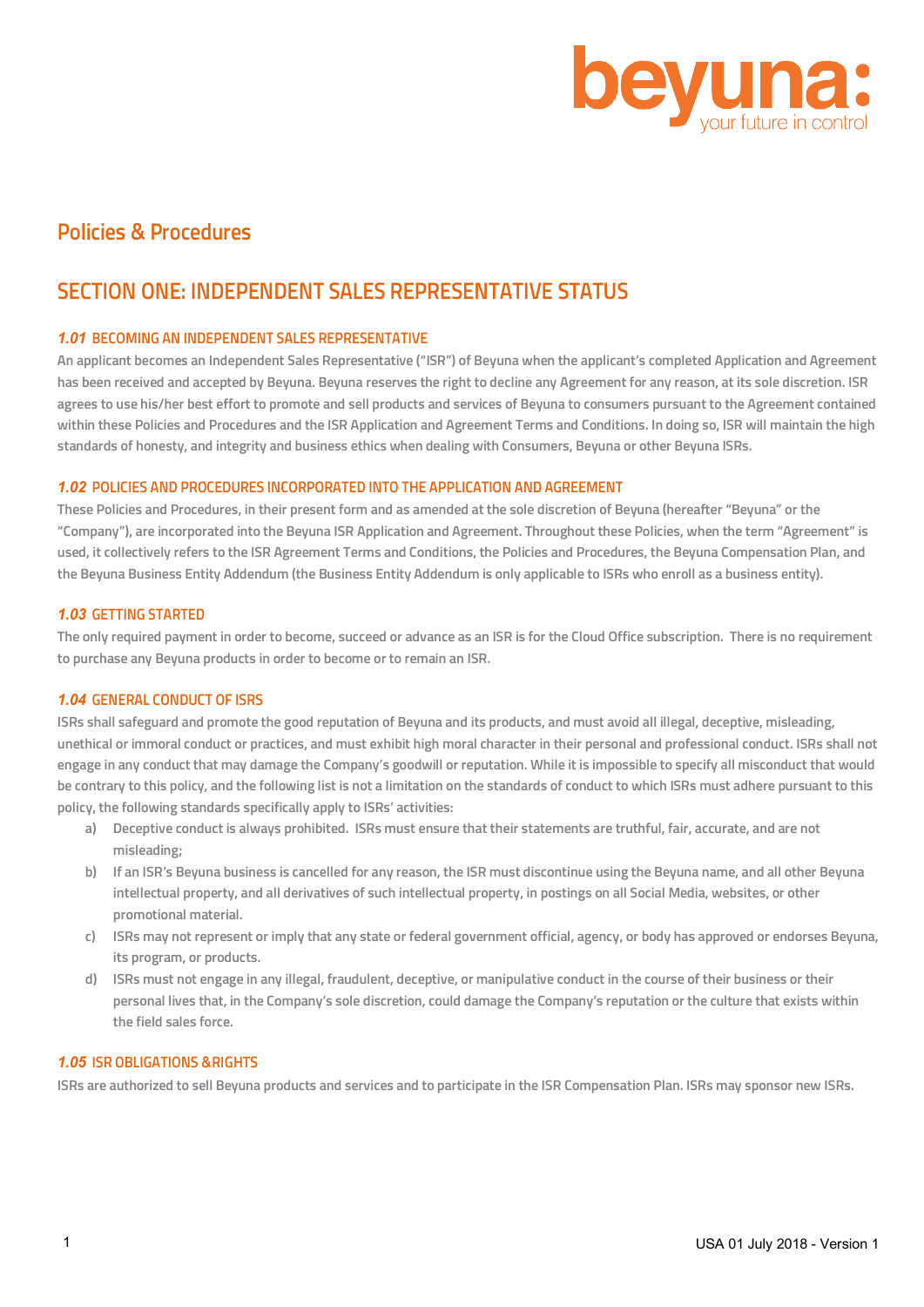# Policies & Procedures

## SECTION ONE: INDEPENDENT SALES REPRESENTATIVE STATUS

### *1.01* BECOMING AN INDEPENDENT SALES REPRESENTATIVE

An applicant becomes an Independent Sales Representative ("ISR") of Beyuna when the applicant's completed Application and Agreement has been received and accepted by Beyuna. Beyuna reserves the right to decline any Agreement for any reason, at its sole discretion. ISR agrees to use his/her best effort to promote and sell products and services of Beyuna to consumers pursuant to the Agreement contained within these Policies and Procedures and the ISR Application and Agreement Terms and Conditions. In doing so, ISR will maintain the high standards of honesty, and integrity and business ethics when dealing with Consumers, Beyuna or other Beyuna ISRs.

### *1.02* POLICIES AND PROCEDURES INCORPORATED INTO THE APPLICATION AND AGREEMENT

These Policies and Procedures, in their present form and as amended at the sole discretion of Beyuna (hereafter "Beyuna" or the "Company"), are incorporated into the Beyuna ISR Application and Agreement. Throughout these Policies, when the term "Agreement" is used, it collectively refers to the ISR Agreement Terms and Conditions, the Policies and Procedures, the Beyuna Compensation Plan, and the Beyuna Business Entity Addendum (the Business Entity Addendum is only applicable to ISRs who enroll as a business entity).

### *1.03* GETTING STARTED

The only required payment in order to become, succeed or advance as an ISR is for the Cloud Office subscription. There is no requirement to purchase any Beyuna products in order to become or to remain an ISR.

### *1.04* GENERAL CONDUCT OF ISRS

ISRs shall safeguard and promote the good reputation of Beyuna and its products, and must avoid all illegal, deceptive, misleading, unethical or immoral conduct or practices, and must exhibit high moral character in their personal and professional conduct. ISRs shall not engage in any conduct that may damage the Company's goodwill or reputation. While it is impossible to specify all misconduct that would be contrary to this policy, and the following list is not a limitation on the standards of conduct to which ISRs must adhere pursuant to this policy, the following standards specifically apply to ISRs' activities:

a) Deceptive conduct is always prohibited. ISRs must ensure that their statements are truthful, fair, accurate, and are not misleading;
b) If an ISR's Beyuna business is cancelled for any reason, the ISR must discontinue using the Beyuna name, and all other Beyuna intellectual property, and all derivatives of such intellectual property, in postings on all Social Media, websites, or other promotional material.
c) ISRs may not represent or imply that any state or federal government official, agency, or body has approved or endorses Beyuna, its program, or products.
d) ISRs must not engage in any illegal, fraudulent, deceptive, or manipulative conduct in the course of their business or their personal lives that, in the Company's sole discretion, could damage the Company's reputation or the culture that exists within the field sales force.

### *1.05* ISR OBLIGATIONS &RIGHTS

ISRs are authorized to sell Beyuna products and services and to participate in the ISR Compensation Plan. ISRs may sponsor new ISRs.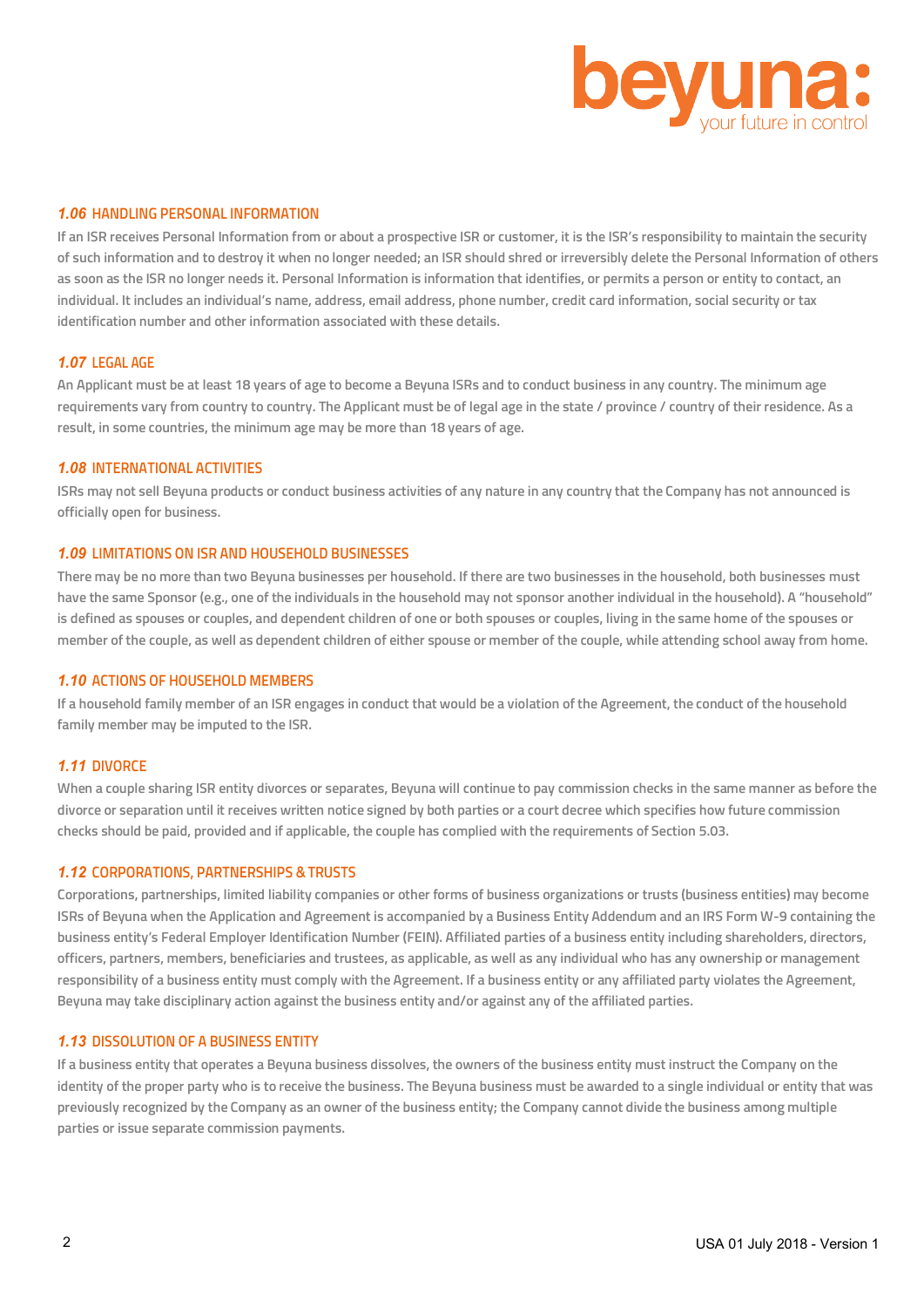### *1.06* HANDLING PERSONAL INFORMATION

If an ISR receives Personal Information from or about a prospective ISR or customer, it is the ISR's responsibility to maintain the security of such information and to destroy it when no longer needed; an ISR should shred or irreversibly delete the Personal Information of others as soon as the ISR no longer needs it. Personal Information is information that identifies, or permits a person or entity to contact, an individual. It includes an individual's name, address, email address, phone number, credit card information, social security or tax identification number and other information associated with these details.

### *1.07* LEGAL AGE

An Applicant must be at least 18 years of age to become a Beyuna ISRs and to conduct business in any country. The minimum age requirements vary from country to country. The Applicant must be of legal age in the state / province / country of their residence. As a result, in some countries, the minimum age may be more than 18 years of age.

### *1.08* INTERNATIONAL ACTIVITIES

ISRs may not sell Beyuna products or conduct business activities of any nature in any country that the Company has not announced is officially open for business.

### *1.09* LIMITATIONS ON ISR AND HOUSEHOLD BUSINESSES

There may be no more than two Beyuna businesses per household. If there are two businesses in the household, both businesses must have the same Sponsor (e.g., one of the individuals in the household may not sponsor another individual in the household). A "household" is defined as spouses or couples, and dependent children of one or both spouses or couples, living in the same home of the spouses or member of the couple, as well as dependent children of either spouse or member of the couple, while attending school away from home.

### *1.10* ACTIONS OF HOUSEHOLD MEMBERS

If a household family member of an ISR engages in conduct that would be a violation of the Agreement, the conduct of the household family member may be imputed to the ISR.

### *1.11* DIVORCE

When a couple sharing ISR entity divorces or separates, Beyuna will continue to pay commission checks in the same manner as before the divorce or separation until it receives written notice signed by both parties or a court decree which specifies how future commission checks should be paid, provided and if applicable, the couple has complied with the requirements of Section 5.03.

### *1.12* CORPORATIONS, PARTNERSHIPS & TRUSTS

Corporations, partnerships, limited liability companies or other forms of business organizations or trusts (business entities) may become ISRs of Beyuna when the Application and Agreement is accompanied by a Business Entity Addendum and an IRS Form W-9 containing the business entity's Federal Employer Identification Number (FEIN). Affiliated parties of a business entity including shareholders, directors, officers, partners, members, beneficiaries and trustees, as applicable, as well as any individual who has any ownership or management responsibility of a business entity must comply with the Agreement. If a business entity or any affiliated party violates the Agreement, Beyuna may take disciplinary action against the business entity and/or against any of the affiliated parties.

### *1.13* DISSOLUTION OF A BUSINESS ENTITY

If a business entity that operates a Beyuna business dissolves, the owners of the business entity must instruct the Company on the identity of the proper party who is to receive the business. The Beyuna business must be awarded to a single individual or entity that was previously recognized by the Company as an owner of the business entity; the Company cannot divide the business among multiple parties or issue separate commission payments.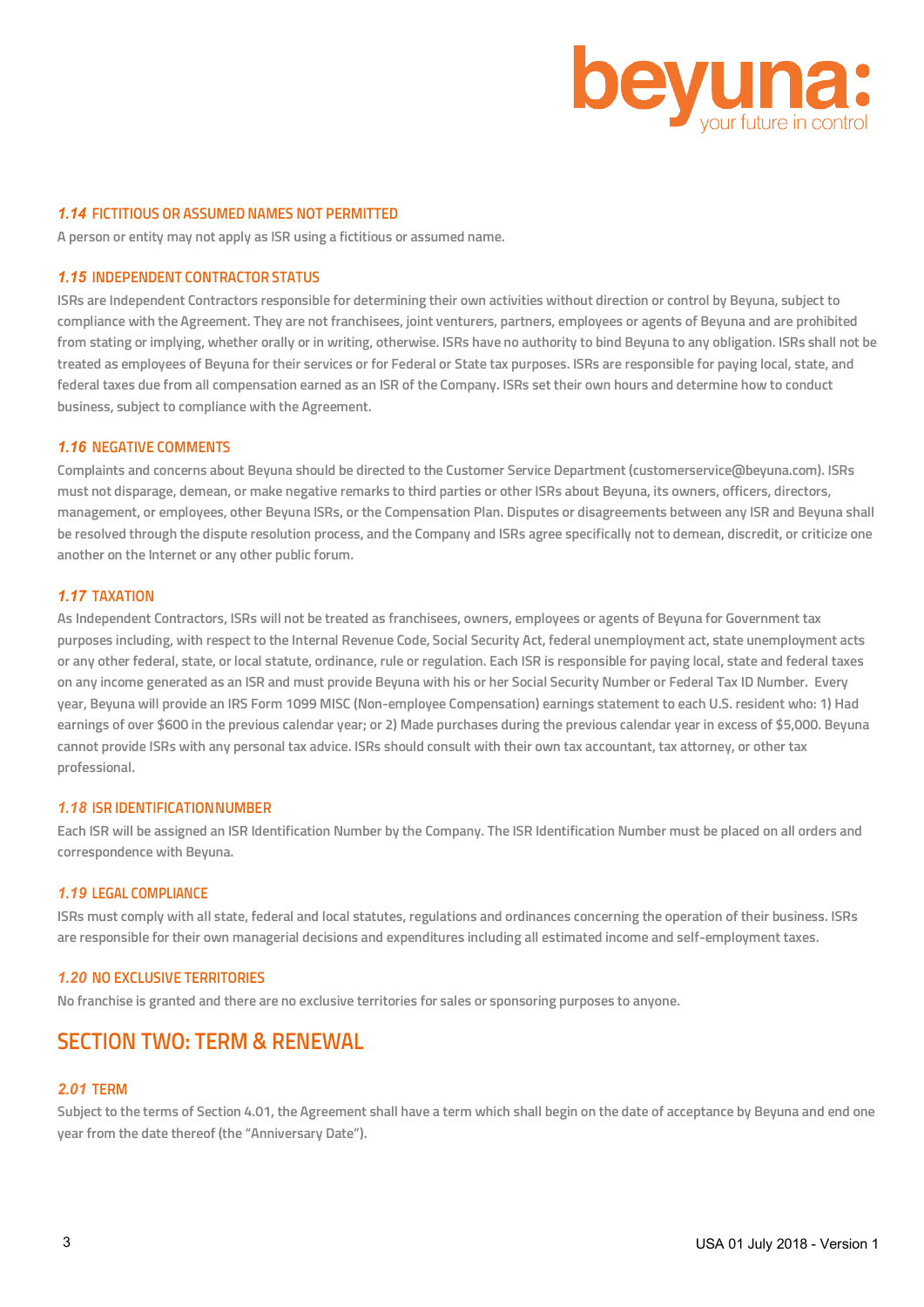### *1.14* FICTITIOUS OR ASSUMED NAMES NOT PERMITTED

A person or entity may not apply as ISR using a fictitious or assumed name.

### *1.15* INDEPENDENT CONTRACTOR STATUS

ISRs are Independent Contractors responsible for determining their own activities without direction or control by Beyuna, subject to compliance with the Agreement. They are not franchisees, joint venturers, partners, employees or agents of Beyuna and are prohibited from stating or implying, whether orally or in writing, otherwise. ISRs have no authority to bind Beyuna to any obligation. ISRs shall not be treated as employees of Beyuna for their services or for Federal or State tax purposes. ISRs are responsible for paying local, state, and federal taxes due from all compensation earned as an ISR of the Company. ISRs set their own hours and determine how to conduct business, subject to compliance with the Agreement.

### *1.16* NEGATIVE COMMENTS

Complaints and concerns about Beyuna should be directed to the Customer Service Department (customerservice@beyuna.com). ISRs must not disparage, demean, or make negative remarks to third parties or other ISRs about Beyuna, its owners, officers, directors, management, or employees, other Beyuna ISRs, or the Compensation Plan. Disputes or disagreements between any ISR and Beyuna shall be resolved through the dispute resolution process, and the Company and ISRs agree specifically not to demean, discredit, or criticize one another on the Internet or any other public forum.

### *1.17* TAXATION

As Independent Contractors, ISRs will not be treated as franchisees, owners, employees or agents of Beyuna for Government tax purposes including, with respect to the Internal Revenue Code, Social Security Act, federal unemployment act, state unemployment acts or any other federal, state, or local statute, ordinance, rule or regulation. Each ISR is responsible for paying local, state and federal taxes on any income generated as an ISR and must provide Beyuna with his or her Social Security Number or Federal Tax ID Number. Every year, Beyuna will provide an IRS Form 1099 MISC (Non-employee Compensation) earnings statement to each U.S. resident who: 1) Had earnings of over $600 in the previous calendar year; or 2) Made purchases during the previous calendar year in excess of $5,000. Beyuna cannot provide ISRs with any personal tax advice. ISRs should consult with their own tax accountant, tax attorney, or other tax professional.

### *1.18* ISR IDENTIFICATION NUMBER

Each ISR will be assigned an ISR Identification Number by the Company. The ISR Identification Number must be placed on all orders and correspondence with Beyuna.

### *1.19* LEGAL COMPLIANCE

ISRs must comply with all state, federal and local statutes, regulations and ordinances concerning the operation of their business. ISRs are responsible for their own managerial decisions and expenditures including all estimated income and self-employment taxes.

### *1.20* NO EXCLUSIVE TERRITORIES

No franchise is granted and there are no exclusive territories for sales or sponsoring purposes to anyone.

## SECTION TWO: TERM & RENEWAL

### *2.01* TERM

Subject to the terms of Section 4.01, the Agreement shall have a term which shall begin on the date of acceptance by Beyuna and end one year from the date thereof (the "Anniversary Date").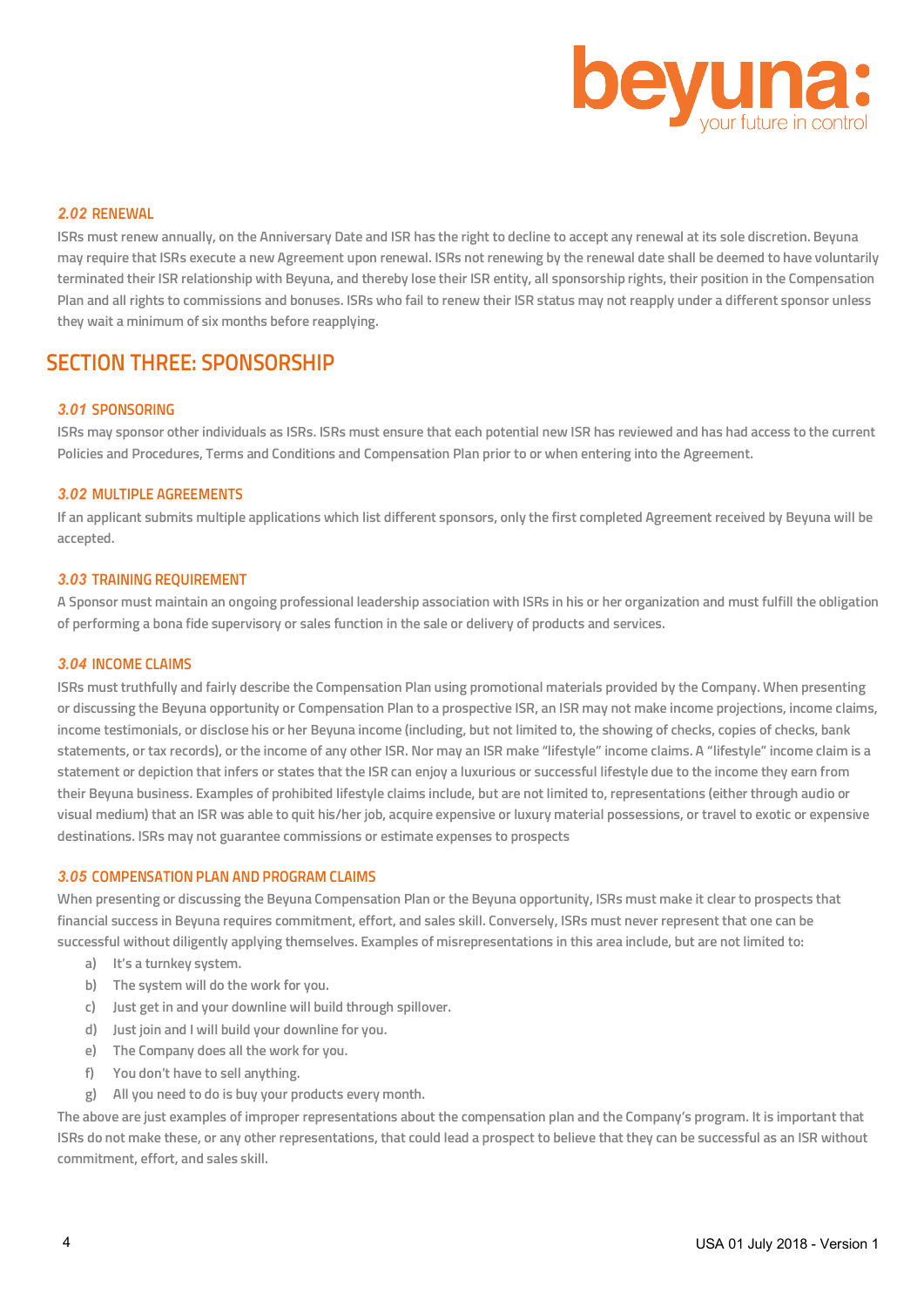### 2.02 RENEWAL

ISRs must renew annually, on the Anniversary Date and ISR has the right to decline to accept any renewal at its sole discretion. Beyuna may require that ISRs execute a new Agreement upon renewal. ISRs not renewing by the renewal date shall be deemed to have voluntarily terminated their ISR relationship with Beyuna, and thereby lose their ISR entity, all sponsorship rights, their position in the Compensation Plan and all rights to commissions and bonuses. ISRs who fail to renew their ISR status may not reapply under a different sponsor unless they wait a minimum of six months before reapplying.

## SECTION THREE: SPONSORSHIP

### 3.01 SPONSORING

ISRs may sponsor other individuals as ISRs. ISRs must ensure that each potential new ISR has reviewed and has had access to the current Policies and Procedures, Terms and Conditions and Compensation Plan prior to or when entering into the Agreement.

### 3.02 MULTIPLE AGREEMENTS

If an applicant submits multiple applications which list different sponsors, only the first completed Agreement received by Beyuna will be accepted.

### 3.03 TRAINING REQUIREMENT

A Sponsor must maintain an ongoing professional leadership association with ISRs in his or her organization and must fulfill the obligation of performing a bona fide supervisory or sales function in the sale or delivery of products and services.

### 3.04 INCOME CLAIMS

ISRs must truthfully and fairly describe the Compensation Plan using promotional materials provided by the Company. When presenting or discussing the Beyuna opportunity or Compensation Plan to a prospective ISR, an ISR may not make income projections, income claims, income testimonials, or disclose his or her Beyuna income (including, but not limited to, the showing of checks, copies of checks, bank statements, or tax records), or the income of any other ISR. Nor may an ISR make "lifestyle" income claims. A "lifestyle" income claim is a statement or depiction that infers or states that the ISR can enjoy a luxurious or successful lifestyle due to the income they earn from their Beyuna business. Examples of prohibited lifestyle claims include, but are not limited to, representations (either through audio or visual medium) that an ISR was able to quit his/her job, acquire expensive or luxury material possessions, or travel to exotic or expensive destinations. ISRs may not guarantee commissions or estimate expenses to prospects

### 3.05 COMPENSATION PLAN AND PROGRAM CLAIMS

When presenting or discussing the Beyuna Compensation Plan or the Beyuna opportunity, ISRs must make it clear to prospects that financial success in Beyuna requires commitment, effort, and sales skill. Conversely, ISRs must never represent that one can be successful without diligently applying themselves. Examples of misrepresentations in this area include, but are not limited to:

a) It's a turnkey system.
b) The system will do the work for you.
c) Just get in and your downline will build through spillover.
d) Just join and I will build your downline for you.
e) The Company does all the work for you.
f) You don't have to sell anything.
g) All you need to do is buy your products every month.

The above are just examples of improper representations about the compensation plan and the Company's program. It is important that ISRs do not make these, or any other representations, that could lead a prospect to believe that they can be successful as an ISR without commitment, effort, and sales skill.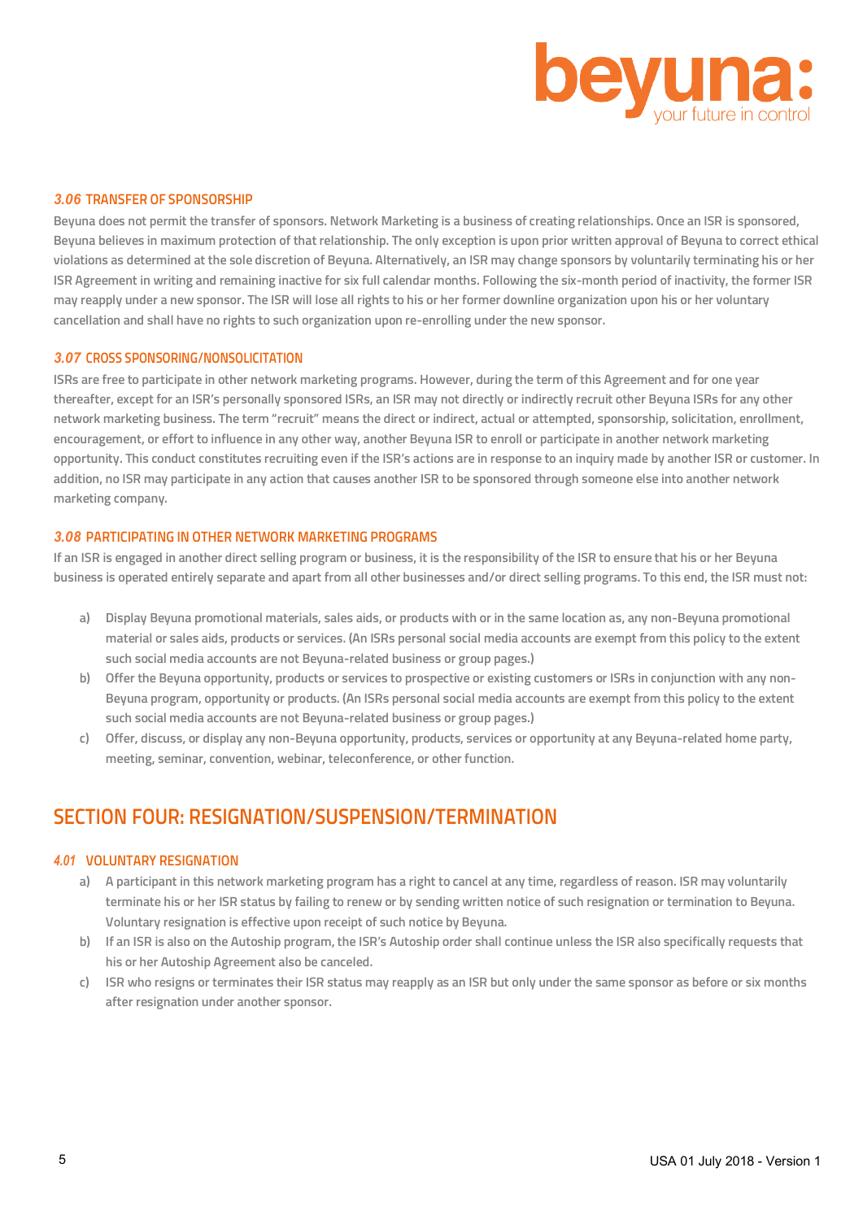### *3.06* TRANSFER OF SPONSORSHIP

Beyuna does not permit the transfer of sponsors. Network Marketing is a business of creating relationships. Once an ISR is sponsored, Beyuna believes in maximum protection of that relationship. The only exception is upon prior written approval of Beyuna to correct ethical violations as determined at the sole discretion of Beyuna. Alternatively, an ISR may change sponsors by voluntarily terminating his or her ISR Agreement in writing and remaining inactive for six full calendar months. Following the six-month period of inactivity, the former ISR may reapply under a new sponsor. The ISR will lose all rights to his or her former downline organization upon his or her voluntary cancellation and shall have no rights to such organization upon re-enrolling under the new sponsor.

### *3.07* CROSS SPONSORING/NONSOLICITATION

ISRs are free to participate in other network marketing programs. However, during the term of this Agreement and for one year thereafter, except for an ISR's personally sponsored ISRs, an ISR may not directly or indirectly recruit other Beyuna ISRs for any other network marketing business. The term "recruit" means the direct or indirect, actual or attempted, sponsorship, solicitation, enrollment, encouragement, or effort to influence in any other way, another Beyuna ISR to enroll or participate in another network marketing opportunity. This conduct constitutes recruiting even if the ISR's actions are in response to an inquiry made by another ISR or customer. In addition, no ISR may participate in any action that causes another ISR to be sponsored through someone else into another network marketing company.

### *3.08* PARTICIPATING IN OTHER NETWORK MARKETING PROGRAMS

If an ISR is engaged in another direct selling program or business, it is the responsibility of the ISR to ensure that his or her Beyuna business is operated entirely separate and apart from all other businesses and/or direct selling programs. To this end, the ISR must not:

a) Display Beyuna promotional materials, sales aids, or products with or in the same location as, any non-Beyuna promotional material or sales aids, products or services. (An ISRs personal social media accounts are exempt from this policy to the extent such social media accounts are not Beyuna-related business or group pages.)

b) Offer the Beyuna opportunity, products or services to prospective or existing customers or ISRs in conjunction with any non-Beyuna program, opportunity or products. (An ISRs personal social media accounts are exempt from this policy to the extent such social media accounts are not Beyuna-related business or group pages.)

c) Offer, discuss, or display any non-Beyuna opportunity, products, services or opportunity at any Beyuna-related home party, meeting, seminar, convention, webinar, teleconference, or other function.

## SECTION FOUR: RESIGNATION/SUSPENSION/TERMINATION

### *4.01* VOLUNTARY RESIGNATION

a) A participant in this network marketing program has a right to cancel at any time, regardless of reason. ISR may voluntarily terminate his or her ISR status by failing to renew or by sending written notice of such resignation or termination to Beyuna. Voluntary resignation is effective upon receipt of such notice by Beyuna.

b) If an ISR is also on the Autoship program, the ISR's Autoship order shall continue unless the ISR also specifically requests that his or her Autoship Agreement also be canceled.

c) ISR who resigns or terminates their ISR status may reapply as an ISR but only under the same sponsor as before or six months after resignation under another sponsor.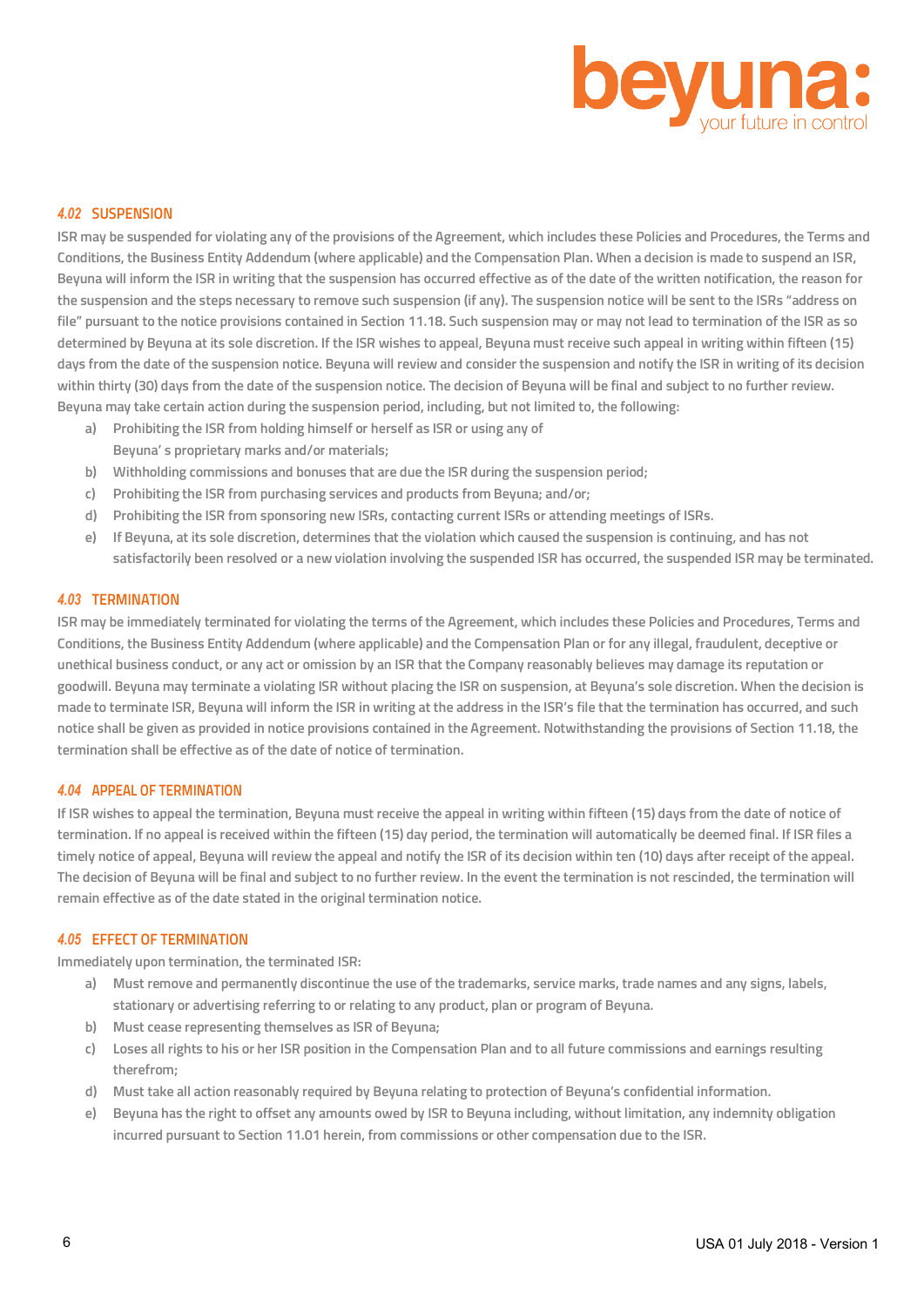### *4.02* SUSPENSION

ISR may be suspended for violating any of the provisions of the Agreement, which includes these Policies and Procedures, the Terms and Conditions, the Business Entity Addendum (where applicable) and the Compensation Plan. When a decision is made to suspend an ISR, Beyuna will inform the ISR in writing that the suspension has occurred effective as of the date of the written notification, the reason for the suspension and the steps necessary to remove such suspension (if any). The suspension notice will be sent to the ISRs "address on file" pursuant to the notice provisions contained in Section 11.18. Such suspension may or may not lead to termination of the ISR as so determined by Beyuna at its sole discretion. If the ISR wishes to appeal, Beyuna must receive such appeal in writing within fifteen (15) days from the date of the suspension notice. Beyuna will review and consider the suspension and notify the ISR in writing of its decision within thirty (30) days from the date of the suspension notice. The decision of Beyuna will be final and subject to no further review. Beyuna may take certain action during the suspension period, including, but not limited to, the following:

a) Prohibiting the ISR from holding himself or herself as ISR or using any of Beyuna' s proprietary marks and/or materials;
b) Withholding commissions and bonuses that are due the ISR during the suspension period;
c) Prohibiting the ISR from purchasing services and products from Beyuna; and/or;
d) Prohibiting the ISR from sponsoring new ISRs, contacting current ISRs or attending meetings of ISRs.
e) If Beyuna, at its sole discretion, determines that the violation which caused the suspension is continuing, and has not satisfactorily been resolved or a new violation involving the suspended ISR has occurred, the suspended ISR may be terminated.

### *4.03* TERMINATION

ISR may be immediately terminated for violating the terms of the Agreement, which includes these Policies and Procedures, Terms and Conditions, the Business Entity Addendum (where applicable) and the Compensation Plan or for any illegal, fraudulent, deceptive or unethical business conduct, or any act or omission by an ISR that the Company reasonably believes may damage its reputation or goodwill. Beyuna may terminate a violating ISR without placing the ISR on suspension, at Beyuna's sole discretion. When the decision is made to terminate ISR, Beyuna will inform the ISR in writing at the address in the ISR's file that the termination has occurred, and such notice shall be given as provided in notice provisions contained in the Agreement. Notwithstanding the provisions of Section 11.18, the termination shall be effective as of the date of notice of termination.

### *4.04* APPEAL OF TERMINATION

If ISR wishes to appeal the termination, Beyuna must receive the appeal in writing within fifteen (15) days from the date of notice of termination. If no appeal is received within the fifteen (15) day period, the termination will automatically be deemed final. If ISR files a timely notice of appeal, Beyuna will review the appeal and notify the ISR of its decision within ten (10) days after receipt of the appeal. The decision of Beyuna will be final and subject to no further review. In the event the termination is not rescinded, the termination will remain effective as of the date stated in the original termination notice.

### *4.05* EFFECT OF TERMINATION

Immediately upon termination, the terminated ISR:

a) Must remove and permanently discontinue the use of the trademarks, service marks, trade names and any signs, labels, stationary or advertising referring to or relating to any product, plan or program of Beyuna.
b) Must cease representing themselves as ISR of Beyuna;
c) Loses all rights to his or her ISR position in the Compensation Plan and to all future commissions and earnings resulting therefrom;
d) Must take all action reasonably required by Beyuna relating to protection of Beyuna's confidential information.
e) Beyuna has the right to offset any amounts owed by ISR to Beyuna including, without limitation, any indemnity obligation incurred pursuant to Section 11.01 herein, from commissions or other compensation due to the ISR.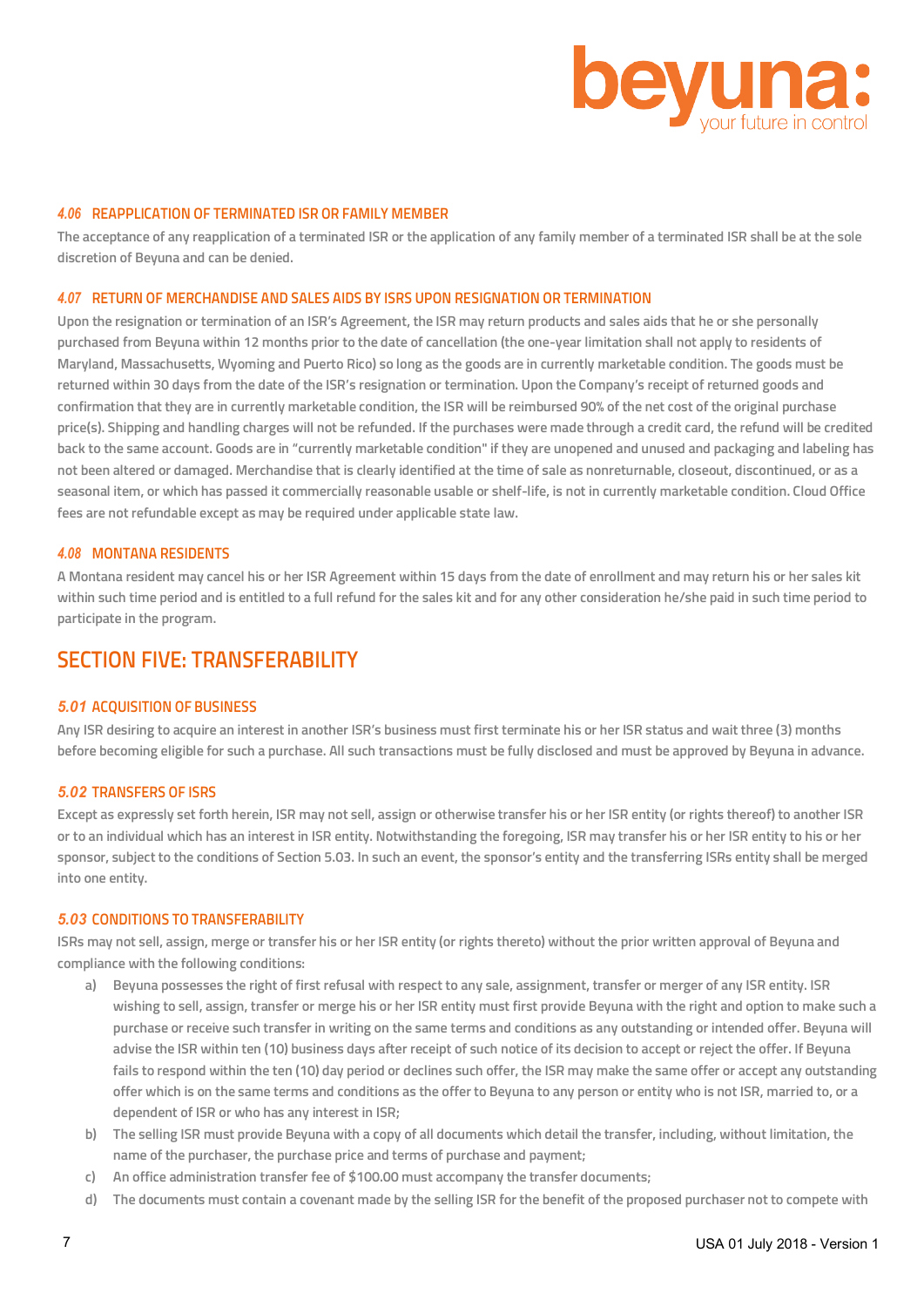#### 4.06 REAPPLICATION OF TERMINATED ISR OR FAMILY MEMBER

The acceptance of any reapplication of a terminated ISR or the application of any family member of a terminated ISR shall be at the sole discretion of Beyuna and can be denied.

#### 4.07 RETURN OF MERCHANDISE AND SALES AIDS BY ISRS UPON RESIGNATION OR TERMINATION

Upon the resignation or termination of an ISR's Agreement, the ISR may return products and sales aids that he or she personally purchased from Beyuna within 12 months prior to the date of cancellation (the one-year limitation shall not apply to residents of Maryland, Massachusetts, Wyoming and Puerto Rico) so long as the goods are in currently marketable condition. The goods must be returned within 30 days from the date of the ISR's resignation or termination. Upon the Company's receipt of returned goods and confirmation that they are in currently marketable condition, the ISR will be reimbursed 90% of the net cost of the original purchase price(s). Shipping and handling charges will not be refunded. If the purchases were made through a credit card, the refund will be credited back to the same account. Goods are in "currently marketable condition" if they are unopened and unused and packaging and labeling has not been altered or damaged. Merchandise that is clearly identified at the time of sale as nonreturnable, closeout, discontinued, or as a seasonal item, or which has passed it commercially reasonable usable or shelf-life, is not in currently marketable condition. Cloud Office fees are not refundable except as may be required under applicable state law.

#### 4.08 MONTANA RESIDENTS

A Montana resident may cancel his or her ISR Agreement within 15 days from the date of enrollment and may return his or her sales kit within such time period and is entitled to a full refund for the sales kit and for any other consideration he/she paid in such time period to participate in the program.

## SECTION FIVE: TRANSFERABILITY

#### 5.01 ACQUISITION OF BUSINESS

Any ISR desiring to acquire an interest in another ISR's business must first terminate his or her ISR status and wait three (3) months before becoming eligible for such a purchase. All such transactions must be fully disclosed and must be approved by Beyuna in advance.

#### 5.02 TRANSFERS OF ISRS

Except as expressly set forth herein, ISR may not sell, assign or otherwise transfer his or her ISR entity (or rights thereof) to another ISR or to an individual which has an interest in ISR entity. Notwithstanding the foregoing, ISR may transfer his or her ISR entity to his or her sponsor, subject to the conditions of Section 5.03. In such an event, the sponsor's entity and the transferring ISRs entity shall be merged into one entity.

#### 5.03 CONDITIONS TO TRANSFERABILITY

ISRs may not sell, assign, merge or transfer his or her ISR entity (or rights thereto) without the prior written approval of Beyuna and compliance with the following conditions:

a) Beyuna possesses the right of first refusal with respect to any sale, assignment, transfer or merger of any ISR entity. ISR wishing to sell, assign, transfer or merge his or her ISR entity must first provide Beyuna with the right and option to make such a purchase or receive such transfer in writing on the same terms and conditions as any outstanding or intended offer. Beyuna will advise the ISR within ten (10) business days after receipt of such notice of its decision to accept or reject the offer. If Beyuna fails to respond within the ten (10) day period or declines such offer, the ISR may make the same offer or accept any outstanding offer which is on the same terms and conditions as the offer to Beyuna to any person or entity who is not ISR, married to, or a dependent of ISR or who has any interest in ISR;
b) The selling ISR must provide Beyuna with a copy of all documents which detail the transfer, including, without limitation, the name of the purchaser, the purchase price and terms of purchase and payment;
c) An office administration transfer fee of $100.00 must accompany the transfer documents;
d) The documents must contain a covenant made by the selling ISR for the benefit of the proposed purchaser not to compete with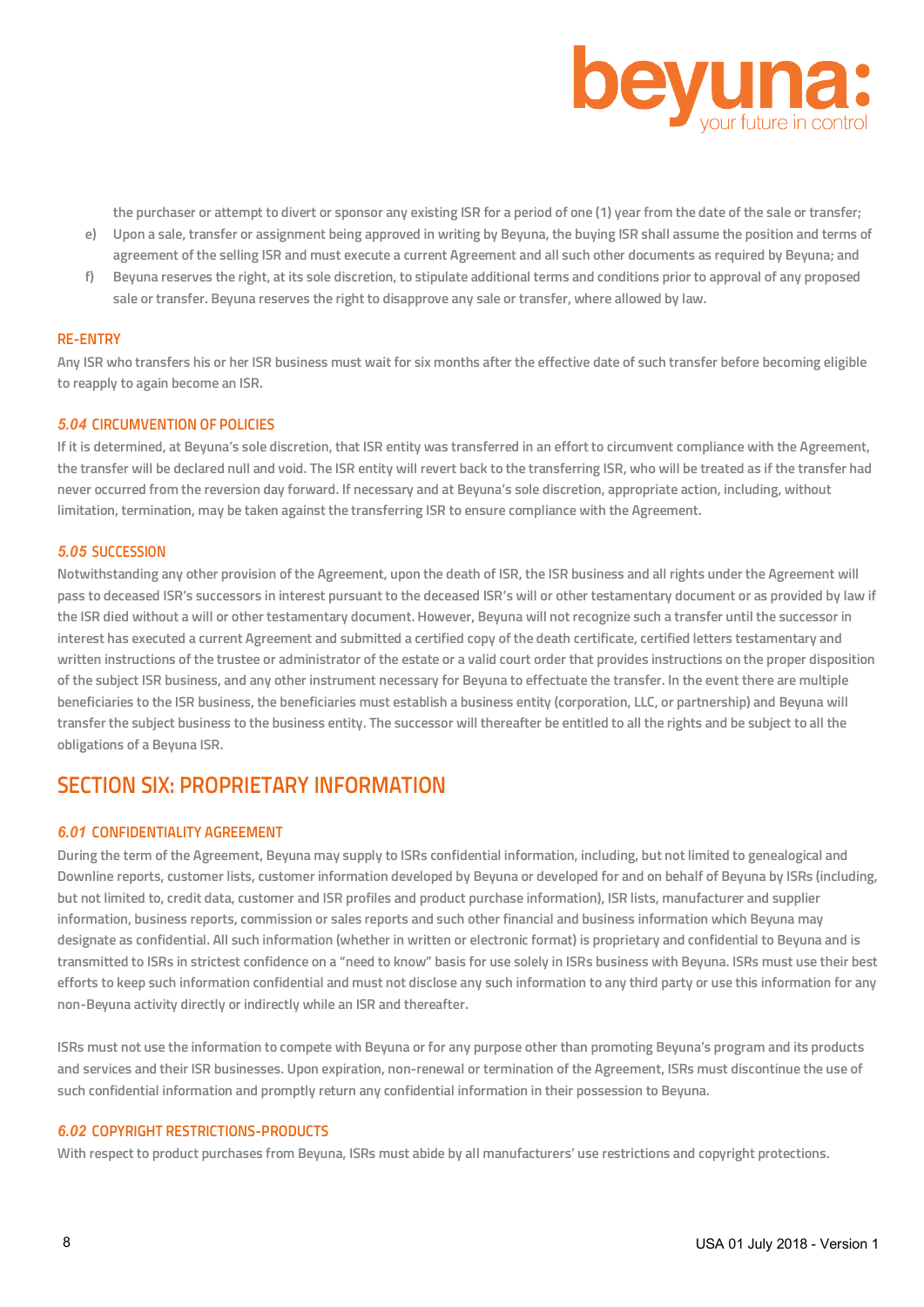the purchaser or attempt to divert or sponsor any existing ISR for a period of one (1) year from the date of the sale or transfer;

e) Upon a sale, transfer or assignment being approved in writing by Beyuna, the buying ISR shall assume the position and terms of agreement of the selling ISR and must execute a current Agreement and all such other documents as required by Beyuna; and

f) Beyuna reserves the right, at its sole discretion, to stipulate additional terms and conditions prior to approval of any proposed sale or transfer. Beyuna reserves the right to disapprove any sale or transfer, where allowed by law.

### RE-ENTRY

Any ISR who transfers his or her ISR business must wait for six months after the effective date of such transfer before becoming eligible to reapply to again become an ISR.

### *5.04* CIRCUMVENTION OF POLICIES

If it is determined, at Beyuna's sole discretion, that ISR entity was transferred in an effort to circumvent compliance with the Agreement, the transfer will be declared null and void. The ISR entity will revert back to the transferring ISR, who will be treated as if the transfer had never occurred from the reversion day forward. If necessary and at Beyuna's sole discretion, appropriate action, including, without limitation, termination, may be taken against the transferring ISR to ensure compliance with the Agreement.

### *5.05* SUCCESSION

Notwithstanding any other provision of the Agreement, upon the death of ISR, the ISR business and all rights under the Agreement will pass to deceased ISR's successors in interest pursuant to the deceased ISR's will or other testamentary document or as provided by law if the ISR died without a will or other testamentary document. However, Beyuna will not recognize such a transfer until the successor in interest has executed a current Agreement and submitted a certified copy of the death certificate, certified letters testamentary and written instructions of the trustee or administrator of the estate or a valid court order that provides instructions on the proper disposition of the subject ISR business, and any other instrument necessary for Beyuna to effectuate the transfer. In the event there are multiple beneficiaries to the ISR business, the beneficiaries must establish a business entity (corporation, LLC, or partnership) and Beyuna will transfer the subject business to the business entity. The successor will thereafter be entitled to all the rights and be subject to all the obligations of a Beyuna ISR.

## SECTION SIX: PROPRIETARY INFORMATION

### *6.01* CONFIDENTIALITY AGREEMENT

During the term of the Agreement, Beyuna may supply to ISRs confidential information, including, but not limited to genealogical and Downline reports, customer lists, customer information developed by Beyuna or developed for and on behalf of Beyuna by ISRs (including, but not limited to, credit data, customer and ISR profiles and product purchase information), ISR lists, manufacturer and supplier information, business reports, commission or sales reports and such other financial and business information which Beyuna may designate as confidential. All such information (whether in written or electronic format) is proprietary and confidential to Beyuna and is transmitted to ISRs in strictest confidence on a "need to know" basis for use solely in ISRs business with Beyuna. ISRs must use their best efforts to keep such information confidential and must not disclose any such information to any third party or use this information for any non-Beyuna activity directly or indirectly while an ISR and thereafter.

ISRs must not use the information to compete with Beyuna or for any purpose other than promoting Beyuna's program and its products and services and their ISR businesses. Upon expiration, non-renewal or termination of the Agreement, ISRs must discontinue the use of such confidential information and promptly return any confidential information in their possession to Beyuna.

### *6.02* COPYRIGHT RESTRICTIONS-PRODUCTS

With respect to product purchases from Beyuna, ISRs must abide by all manufacturers' use restrictions and copyright protections.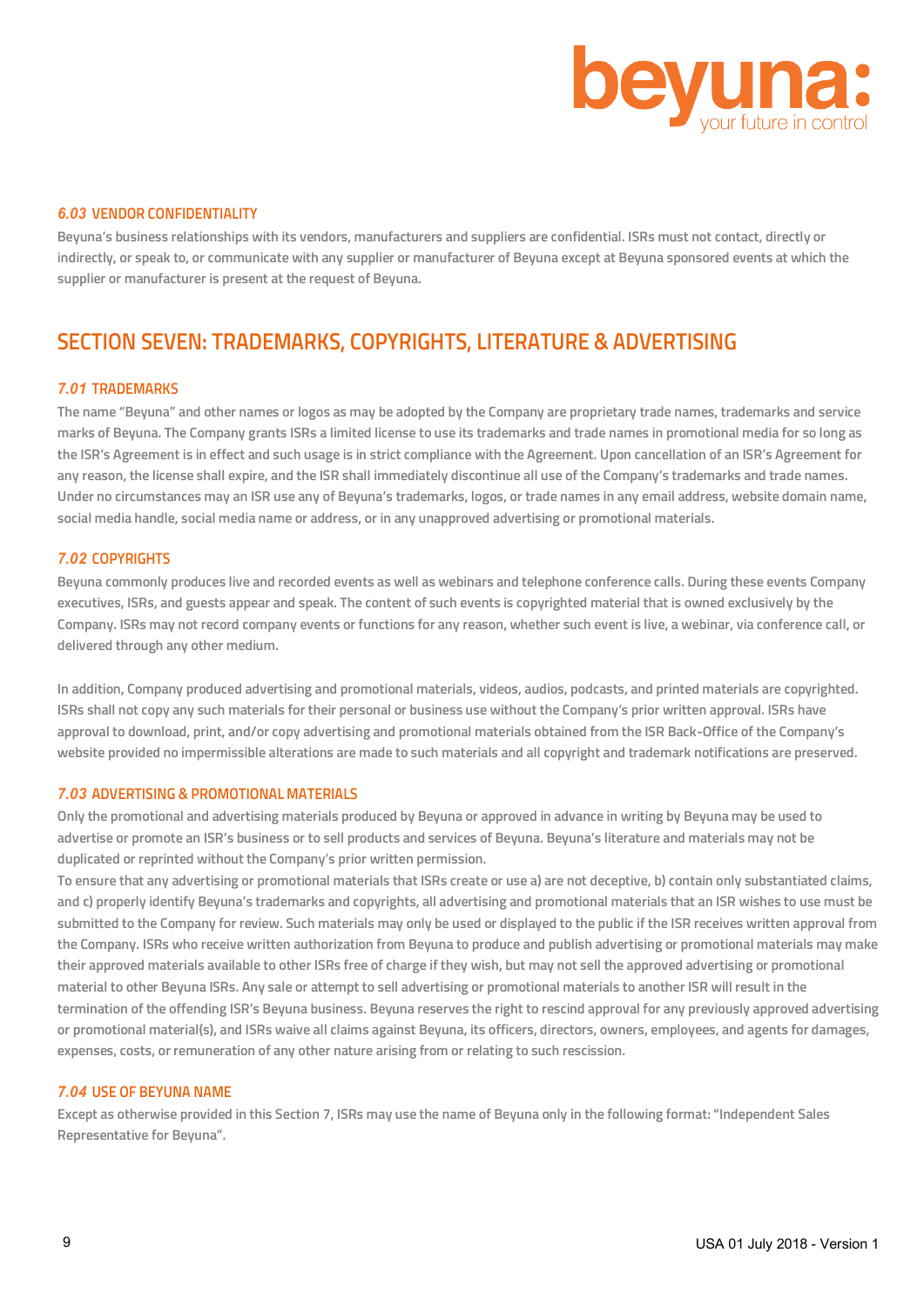### *6.03* VENDOR CONFIDENTIALITY

Beyuna's business relationships with its vendors, manufacturers and suppliers are confidential. ISRs must not contact, directly or indirectly, or speak to, or communicate with any supplier or manufacturer of Beyuna except at Beyuna sponsored events at which the supplier or manufacturer is present at the request of Beyuna.

## SECTION SEVEN: TRADEMARKS, COPYRIGHTS, LITERATURE & ADVERTISING

### *7.01* TRADEMARKS

The name "Beyuna" and other names or logos as may be adopted by the Company are proprietary trade names, trademarks and service marks of Beyuna. The Company grants ISRs a limited license to use its trademarks and trade names in promotional media for so long as the ISR's Agreement is in effect and such usage is in strict compliance with the Agreement. Upon cancellation of an ISR's Agreement for any reason, the license shall expire, and the ISR shall immediately discontinue all use of the Company's trademarks and trade names. Under no circumstances may an ISR use any of Beyuna's trademarks, logos, or trade names in any email address, website domain name, social media handle, social media name or address, or in any unapproved advertising or promotional materials.

### *7.02* COPYRIGHTS

Beyuna commonly produces live and recorded events as well as webinars and telephone conference calls. During these events Company executives, ISRs, and guests appear and speak. The content of such events is copyrighted material that is owned exclusively by the Company. ISRs may not record company events or functions for any reason, whether such event is live, a webinar, via conference call, or delivered through any other medium.

In addition, Company produced advertising and promotional materials, videos, audios, podcasts, and printed materials are copyrighted. ISRs shall not copy any such materials for their personal or business use without the Company's prior written approval. ISRs have approval to download, print, and/or copy advertising and promotional materials obtained from the ISR Back-Office of the Company's website provided no impermissible alterations are made to such materials and all copyright and trademark notifications are preserved.

### *7.03* ADVERTISING & PROMOTIONAL MATERIALS

Only the promotional and advertising materials produced by Beyuna or approved in advance in writing by Beyuna may be used to advertise or promote an ISR's business or to sell products and services of Beyuna. Beyuna's literature and materials may not be duplicated or reprinted without the Company's prior written permission.

To ensure that any advertising or promotional materials that ISRs create or use a) are not deceptive, b) contain only substantiated claims, and c) properly identify Beyuna's trademarks and copyrights, all advertising and promotional materials that an ISR wishes to use must be submitted to the Company for review. Such materials may only be used or displayed to the public if the ISR receives written approval from the Company. ISRs who receive written authorization from Beyuna to produce and publish advertising or promotional materials may make their approved materials available to other ISRs free of charge if they wish, but may not sell the approved advertising or promotional material to other Beyuna ISRs. Any sale or attempt to sell advertising or promotional materials to another ISR will result in the termination of the offending ISR's Beyuna business. Beyuna reserves the right to rescind approval for any previously approved advertising or promotional material(s), and ISRs waive all claims against Beyuna, its officers, directors, owners, employees, and agents for damages, expenses, costs, or remuneration of any other nature arising from or relating to such rescission.

### *7.04* USE OF BEYUNA NAME

Except as otherwise provided in this Section 7, ISRs may use the name of Beyuna only in the following format: "Independent Sales Representative for Beyuna".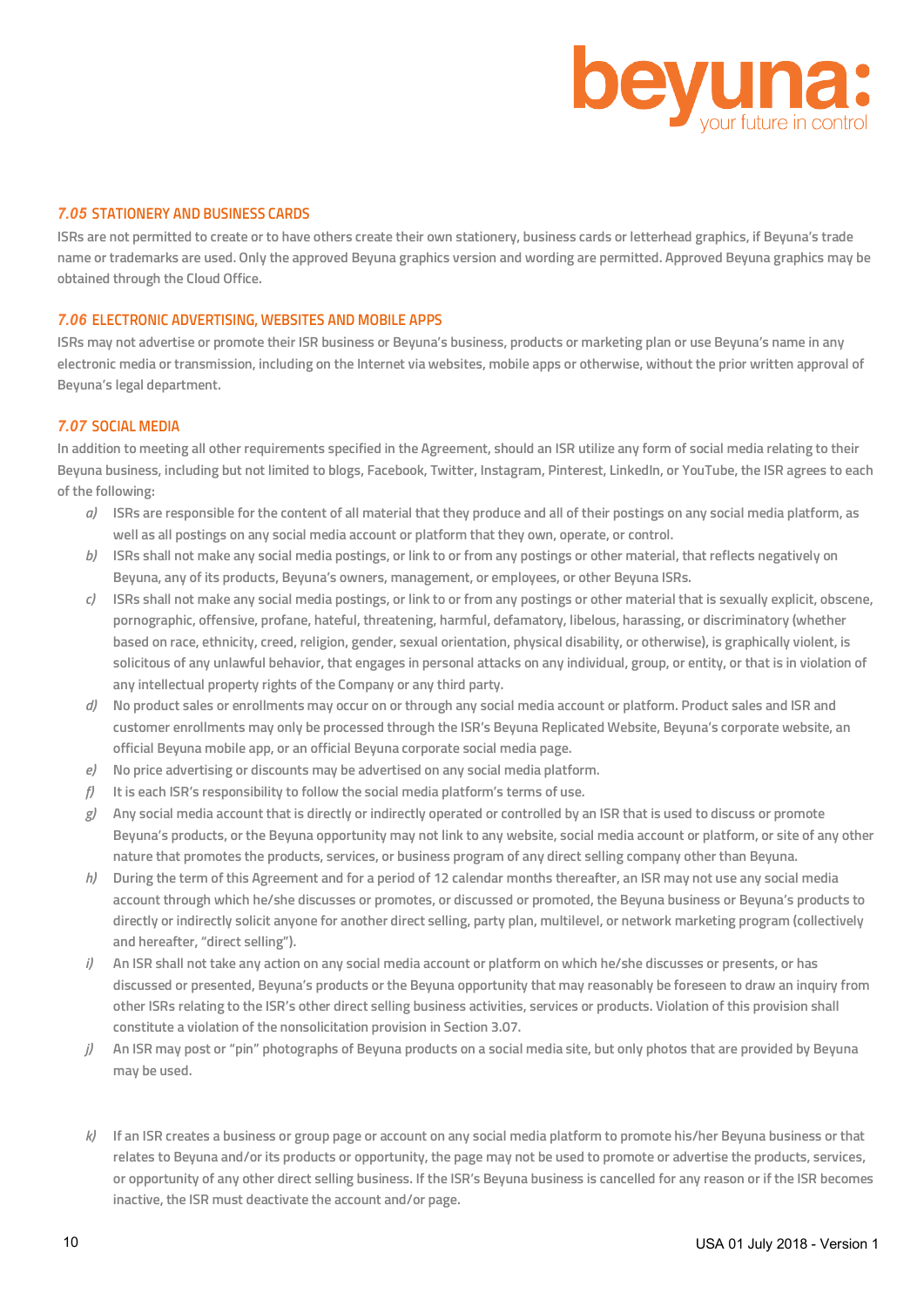### *7.05* STATIONERY AND BUSINESS CARDS

ISRs are not permitted to create or to have others create their own stationery, business cards or letterhead graphics, if Beyuna's trade name or trademarks are used. Only the approved Beyuna graphics version and wording are permitted. Approved Beyuna graphics may be obtained through the Cloud Office.

### *7.06* ELECTRONIC ADVERTISING, WEBSITES AND MOBILE APPS

ISRs may not advertise or promote their ISR business or Beyuna's business, products or marketing plan or use Beyuna's name in any electronic media or transmission, including on the Internet via websites, mobile apps or otherwise, without the prior written approval of Beyuna's legal department.

### *7.07* SOCIAL MEDIA

In addition to meeting all other requirements specified in the Agreement, should an ISR utilize any form of social media relating to their Beyuna business, including but not limited to blogs, Facebook, Twitter, Instagram, Pinterest, LinkedIn, or YouTube, the ISR agrees to each of the following:

- *a)* ISRs are responsible for the content of all material that they produce and all of their postings on any social media platform, as well as all postings on any social media account or platform that they own, operate, or control.
- *b)* ISRs shall not make any social media postings, or link to or from any postings or other material, that reflects negatively on Beyuna, any of its products, Beyuna's owners, management, or employees, or other Beyuna ISRs.
- *c)* ISRs shall not make any social media postings, or link to or from any postings or other material that is sexually explicit, obscene, pornographic, offensive, profane, hateful, threatening, harmful, defamatory, libelous, harassing, or discriminatory (whether based on race, ethnicity, creed, religion, gender, sexual orientation, physical disability, or otherwise), is graphically violent, is solicitous of any unlawful behavior, that engages in personal attacks on any individual, group, or entity, or that is in violation of any intellectual property rights of the Company or any third party.
- *d)* No product sales or enrollments may occur on or through any social media account or platform. Product sales and ISR and customer enrollments may only be processed through the ISR's Beyuna Replicated Website, Beyuna's corporate website, an official Beyuna mobile app, or an official Beyuna corporate social media page.
- *e)* No price advertising or discounts may be advertised on any social media platform.
- *f)* It is each ISR's responsibility to follow the social media platform's terms of use.
- *g)* Any social media account that is directly or indirectly operated or controlled by an ISR that is used to discuss or promote Beyuna's products, or the Beyuna opportunity may not link to any website, social media account or platform, or site of any other nature that promotes the products, services, or business program of any direct selling company other than Beyuna.
- *h)* During the term of this Agreement and for a period of 12 calendar months thereafter, an ISR may not use any social media account through which he/she discusses or promotes, or discussed or promoted, the Beyuna business or Beyuna's products to directly or indirectly solicit anyone for another direct selling, party plan, multilevel, or network marketing program (collectively and hereafter, "direct selling").
- *i)* An ISR shall not take any action on any social media account or platform on which he/she discusses or presents, or has discussed or presented, Beyuna's products or the Beyuna opportunity that may reasonably be foreseen to draw an inquiry from other ISRs relating to the ISR's other direct selling business activities, services or products. Violation of this provision shall constitute a violation of the nonsolicitation provision in Section 3.07.
- *j)* An ISR may post or "pin" photographs of Beyuna products on a social media site, but only photos that are provided by Beyuna may be used.
- *k)* If an ISR creates a business or group page or account on any social media platform to promote his/her Beyuna business or that relates to Beyuna and/or its products or opportunity, the page may not be used to promote or advertise the products, services, or opportunity of any other direct selling business. If the ISR's Beyuna business is cancelled for any reason or if the ISR becomes inactive, the ISR must deactivate the account and/or page.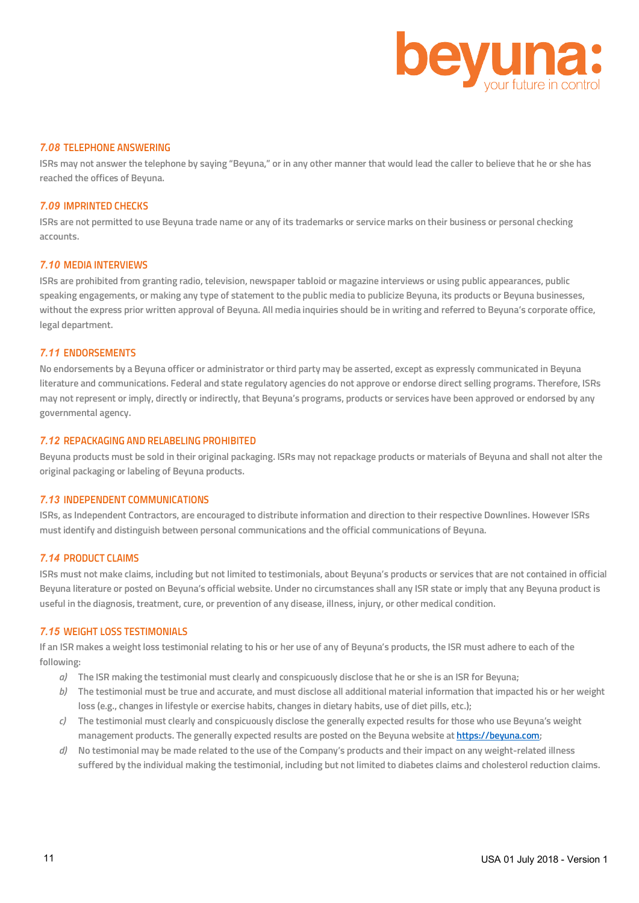### *7.08* TELEPHONE ANSWERING

ISRs may not answer the telephone by saying "Beyuna," or in any other manner that would lead the caller to believe that he or she has reached the offices of Beyuna.

### *7.09* IMPRINTED CHECKS

ISRs are not permitted to use Beyuna trade name or any of its trademarks or service marks on their business or personal checking accounts.

### *7.10* MEDIA INTERVIEWS

ISRs are prohibited from granting radio, television, newspaper tabloid or magazine interviews or using public appearances, public speaking engagements, or making any type of statement to the public media to publicize Beyuna, its products or Beyuna businesses, without the express prior written approval of Beyuna. All media inquiries should be in writing and referred to Beyuna's corporate office, legal department.

### *7.11* ENDORSEMENTS

No endorsements by a Beyuna officer or administrator or third party may be asserted, except as expressly communicated in Beyuna literature and communications. Federal and state regulatory agencies do not approve or endorse direct selling programs. Therefore, ISRs may not represent or imply, directly or indirectly, that Beyuna's programs, products or services have been approved or endorsed by any governmental agency.

### *7.12* REPACKAGING AND RELABELING PROHIBITED

Beyuna products must be sold in their original packaging. ISRs may not repackage products or materials of Beyuna and shall not alter the original packaging or labeling of Beyuna products.

### *7.13* INDEPENDENT COMMUNICATIONS

ISRs, as Independent Contractors, are encouraged to distribute information and direction to their respective Downlines. However ISRs must identify and distinguish between personal communications and the official communications of Beyuna.

### *7.14* PRODUCT CLAIMS

ISRs must not make claims, including but not limited to testimonials, about Beyuna's products or services that are not contained in official Beyuna literature or posted on Beyuna's official website. Under no circumstances shall any ISR state or imply that any Beyuna product is useful in the diagnosis, treatment, cure, or prevention of any disease, illness, injury, or other medical condition.

### *7.15* WEIGHT LOSS TESTIMONIALS

If an ISR makes a weight loss testimonial relating to his or her use of any of Beyuna's products, the ISR must adhere to each of the following:

- *a)* The ISR making the testimonial must clearly and conspicuously disclose that he or she is an ISR for Beyuna;
- *b)* The testimonial must be true and accurate, and must disclose all additional material information that impacted his or her weight loss (e.g., changes in lifestyle or exercise habits, changes in dietary habits, use of diet pills, etc.);
- *c)* The testimonial must clearly and conspicuously disclose the generally expected results for those who use Beyuna's weight management products. The generally expected results are posted on the Beyuna website at [https://beyuna.com](https://beyuna.com);
- *d)* No testimonial may be made related to the use of the Company's products and their impact on any weight-related illness suffered by the individual making the testimonial, including but not limited to diabetes claims and cholesterol reduction claims.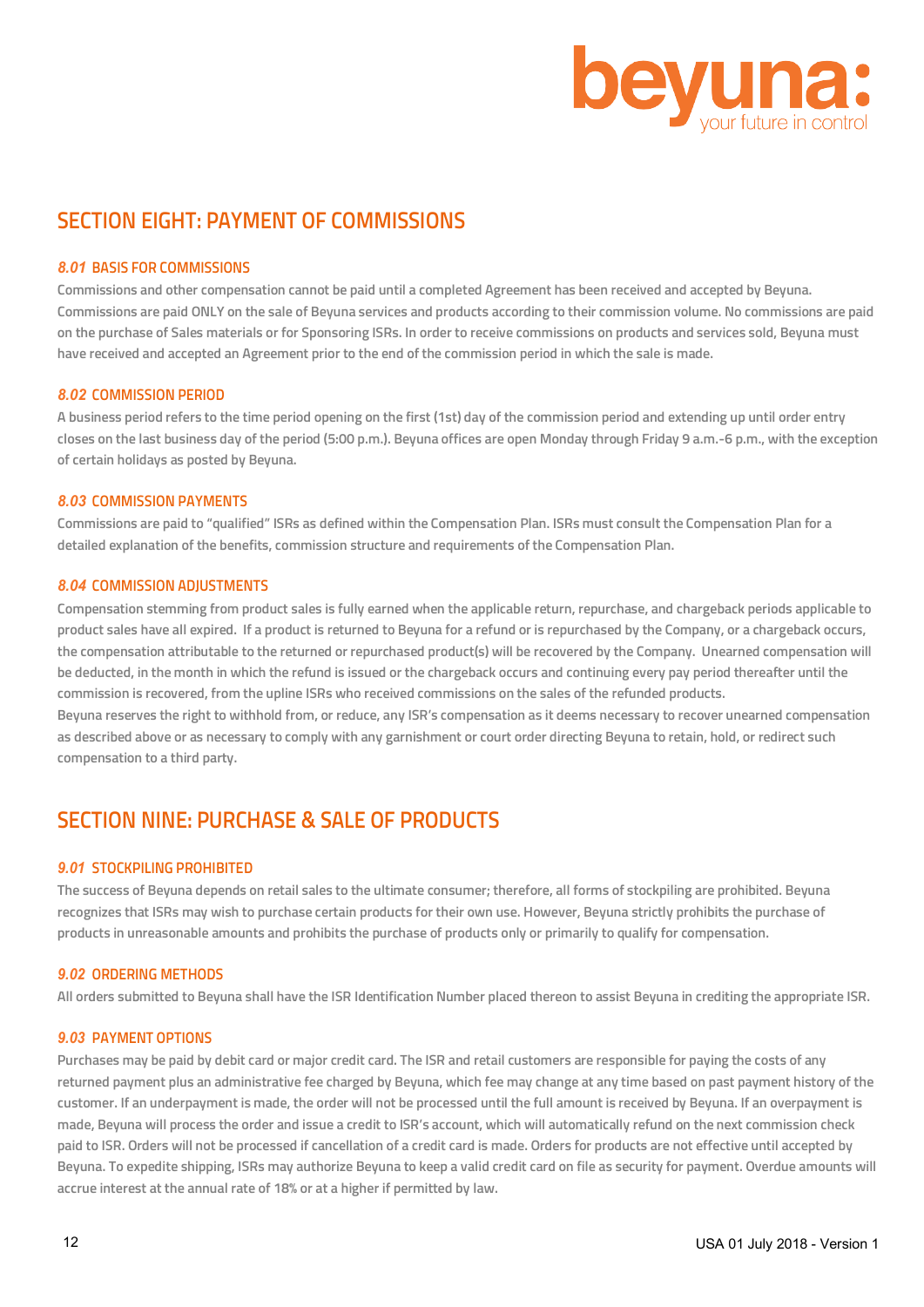## SECTION EIGHT: PAYMENT OF COMMISSIONS

### *8.01* BASIS FOR COMMISSIONS

Commissions and other compensation cannot be paid until a completed Agreement has been received and accepted by Beyuna. Commissions are paid ONLY on the sale of Beyuna services and products according to their commission volume. No commissions are paid on the purchase of Sales materials or for Sponsoring ISRs. In order to receive commissions on products and services sold, Beyuna must have received and accepted an Agreement prior to the end of the commission period in which the sale is made.

### *8.02* COMMISSION PERIOD

A business period refers to the time period opening on the first (1st) day of the commission period and extending up until order entry closes on the last business day of the period (5:00 p.m.). Beyuna offices are open Monday through Friday 9 a.m.-6 p.m., with the exception of certain holidays as posted by Beyuna.

### *8.03* COMMISSION PAYMENTS

Commissions are paid to "qualified" ISRs as defined within the Compensation Plan. ISRs must consult the Compensation Plan for a detailed explanation of the benefits, commission structure and requirements of the Compensation Plan.

### *8.04* COMMISSION ADJUSTMENTS

Compensation stemming from product sales is fully earned when the applicable return, repurchase, and chargeback periods applicable to product sales have all expired. If a product is returned to Beyuna for a refund or is repurchased by the Company, or a chargeback occurs, the compensation attributable to the returned or repurchased product(s) will be recovered by the Company. Unearned compensation will be deducted, in the month in which the refund is issued or the chargeback occurs and continuing every pay period thereafter until the commission is recovered, from the upline ISRs who received commissions on the sales of the refunded products.

Beyuna reserves the right to withhold from, or reduce, any ISR's compensation as it deems necessary to recover unearned compensation as described above or as necessary to comply with any garnishment or court order directing Beyuna to retain, hold, or redirect such compensation to a third party.

## SECTION NINE: PURCHASE & SALE OF PRODUCTS

### *9.01* STOCKPILING PROHIBITED

The success of Beyuna depends on retail sales to the ultimate consumer; therefore, all forms of stockpiling are prohibited. Beyuna recognizes that ISRs may wish to purchase certain products for their own use. However, Beyuna strictly prohibits the purchase of products in unreasonable amounts and prohibits the purchase of products only or primarily to qualify for compensation.

### *9.02* ORDERING METHODS

All orders submitted to Beyuna shall have the ISR Identification Number placed thereon to assist Beyuna in crediting the appropriate ISR.

### *9.03* PAYMENT OPTIONS

Purchases may be paid by debit card or major credit card. The ISR and retail customers are responsible for paying the costs of any returned payment plus an administrative fee charged by Beyuna, which fee may change at any time based on past payment history of the customer. If an underpayment is made, the order will not be processed until the full amount is received by Beyuna. If an overpayment is made, Beyuna will process the order and issue a credit to ISR's account, which will automatically refund on the next commission check paid to ISR. Orders will not be processed if cancellation of a credit card is made. Orders for products are not effective until accepted by Beyuna. To expedite shipping, ISRs may authorize Beyuna to keep a valid credit card on file as security for payment. Overdue amounts will accrue interest at the annual rate of 18% or at a higher if permitted by law.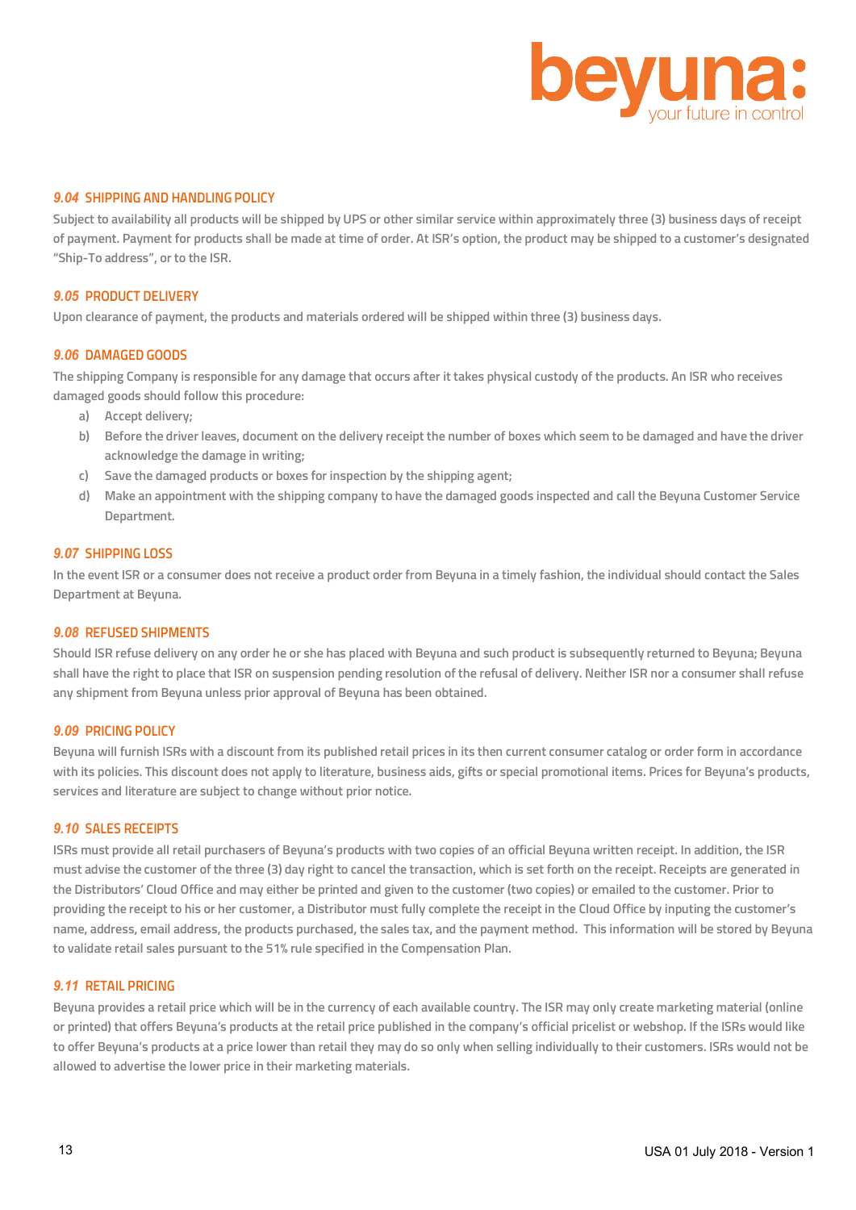### *9.04* SHIPPING AND HANDLING POLICY

Subject to availability all products will be shipped by UPS or other similar service within approximately three (3) business days of receipt of payment. Payment for products shall be made at time of order. At ISR's option, the product may be shipped to a customer's designated "Ship-To address", or to the ISR.

### *9.05* PRODUCT DELIVERY

Upon clearance of payment, the products and materials ordered will be shipped within three (3) business days.

### *9.06* DAMAGED GOODS

The shipping Company is responsible for any damage that occurs after it takes physical custody of the products. An ISR who receives damaged goods should follow this procedure:

a) Accept delivery;
b) Before the driver leaves, document on the delivery receipt the number of boxes which seem to be damaged and have the driver acknowledge the damage in writing;
c) Save the damaged products or boxes for inspection by the shipping agent;
d) Make an appointment with the shipping company to have the damaged goods inspected and call the Beyuna Customer Service Department.

### *9.07* SHIPPING LOSS

In the event ISR or a consumer does not receive a product order from Beyuna in a timely fashion, the individual should contact the Sales Department at Beyuna.

### *9.08* REFUSED SHIPMENTS

Should ISR refuse delivery on any order he or she has placed with Beyuna and such product is subsequently returned to Beyuna; Beyuna shall have the right to place that ISR on suspension pending resolution of the refusal of delivery. Neither ISR nor a consumer shall refuse any shipment from Beyuna unless prior approval of Beyuna has been obtained.

### *9.09* PRICING POLICY

Beyuna will furnish ISRs with a discount from its published retail prices in its then current consumer catalog or order form in accordance with its policies. This discount does not apply to literature, business aids, gifts or special promotional items. Prices for Beyuna's products, services and literature are subject to change without prior notice.

### *9.10* SALES RECEIPTS

ISRs must provide all retail purchasers of Beyuna's products with two copies of an official Beyuna written receipt. In addition, the ISR must advise the customer of the three (3) day right to cancel the transaction, which is set forth on the receipt. Receipts are generated in the Distributors' Cloud Office and may either be printed and given to the customer (two copies) or emailed to the customer. Prior to providing the receipt to his or her customer, a Distributor must fully complete the receipt in the Cloud Office by inputing the customer's name, address, email address, the products purchased, the sales tax, and the payment method. This information will be stored by Beyuna to validate retail sales pursuant to the 51% rule specified in the Compensation Plan.

### *9.11* RETAIL PRICING

Beyuna provides a retail price which will be in the currency of each available country. The ISR may only create marketing material (online or printed) that offers Beyuna's products at the retail price published in the company's official pricelist or webshop. If the ISRs would like to offer Beyuna's products at a price lower than retail they may do so only when selling individually to their customers. ISRs would not be allowed to advertise the lower price in their marketing materials.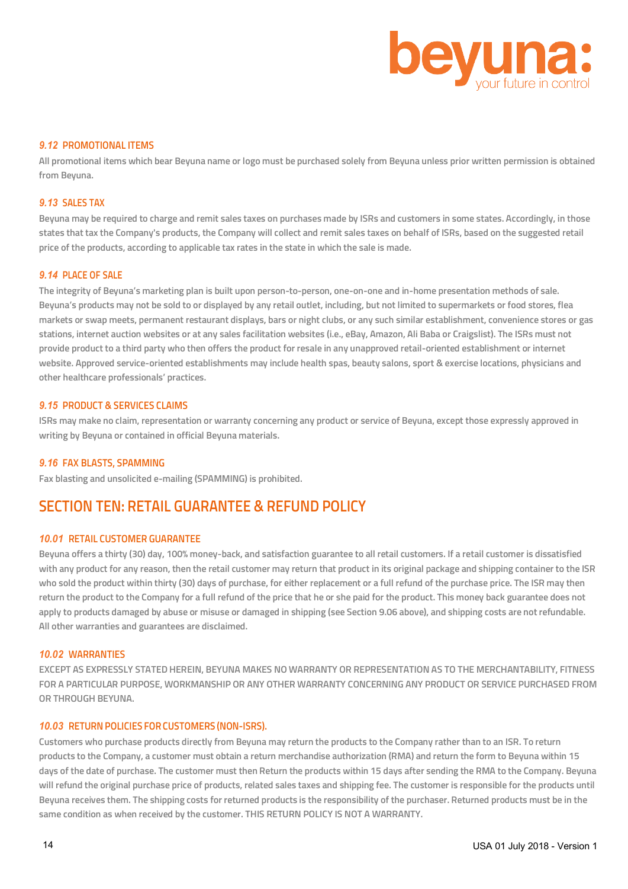### *9.12* PROMOTIONAL ITEMS

All promotional items which bear Beyuna name or logo must be purchased solely from Beyuna unless prior written permission is obtained from Beyuna.

### *9.13* SALES TAX

Beyuna may be required to charge and remit sales taxes on purchases made by ISRs and customers in some states. Accordingly, in those states that tax the Company's products, the Company will collect and remit sales taxes on behalf of ISRs, based on the suggested retail price of the products, according to applicable tax rates in the state in which the sale is made.

### *9.14* PLACE OF SALE

The integrity of Beyuna's marketing plan is built upon person-to-person, one-on-one and in-home presentation methods of sale. Beyuna's products may not be sold to or displayed by any retail outlet, including, but not limited to supermarkets or food stores, flea markets or swap meets, permanent restaurant displays, bars or night clubs, or any such similar establishment, convenience stores or gas stations, internet auction websites or at any sales facilitation websites (i.e., eBay, Amazon, Ali Baba or Craigslist). The ISRs must not provide product to a third party who then offers the product for resale in any unapproved retail-oriented establishment or internet website. Approved service-oriented establishments may include health spas, beauty salons, sport & exercise locations, physicians and other healthcare professionals' practices.

### *9.15* PRODUCT & SERVICES CLAIMS

ISRs may make no claim, representation or warranty concerning any product or service of Beyuna, except those expressly approved in writing by Beyuna or contained in official Beyuna materials.

### *9.16* FAX BLASTS, SPAMMING

Fax blasting and unsolicited e-mailing (SPAMMING) is prohibited.

## SECTION TEN: RETAIL GUARANTEE & REFUND POLICY

### *10.01* RETAIL CUSTOMER GUARANTEE

Beyuna offers a thirty (30) day, 100% money-back, and satisfaction guarantee to all retail customers. If a retail customer is dissatisfied with any product for any reason, then the retail customer may return that product in its original package and shipping container to the ISR who sold the product within thirty (30) days of purchase, for either replacement or a full refund of the purchase price. The ISR may then return the product to the Company for a full refund of the price that he or she paid for the product. This money back guarantee does not apply to products damaged by abuse or misuse or damaged in shipping (see Section 9.06 above), and shipping costs are not refundable. All other warranties and guarantees are disclaimed.

### *10.02* WARRANTIES

EXCEPT AS EXPRESSLY STATED HEREIN, BEYUNA MAKES NO WARRANTY OR REPRESENTATION AS TO THE MERCHANTABILITY, FITNESS FOR A PARTICULAR PURPOSE, WORKMANSHIP OR ANY OTHER WARRANTY CONCERNING ANY PRODUCT OR SERVICE PURCHASED FROM OR THROUGH BEYUNA.

### *10.03* RETURN POLICIES FOR CUSTOMERS (NON-ISRS).

Customers who purchase products directly from Beyuna may return the products to the Company rather than to an ISR. To return products to the Company, a customer must obtain a return merchandise authorization (RMA) and return the form to Beyuna within 15 days of the date of purchase. The customer must then Return the products within 15 days after sending the RMA to the Company. Beyuna will refund the original purchase price of products, related sales taxes and shipping fee. The customer is responsible for the products until Beyuna receives them. The shipping costs for returned products is the responsibility of the purchaser. Returned products must be in the same condition as when received by the customer. THIS RETURN POLICY IS NOT A WARRANTY.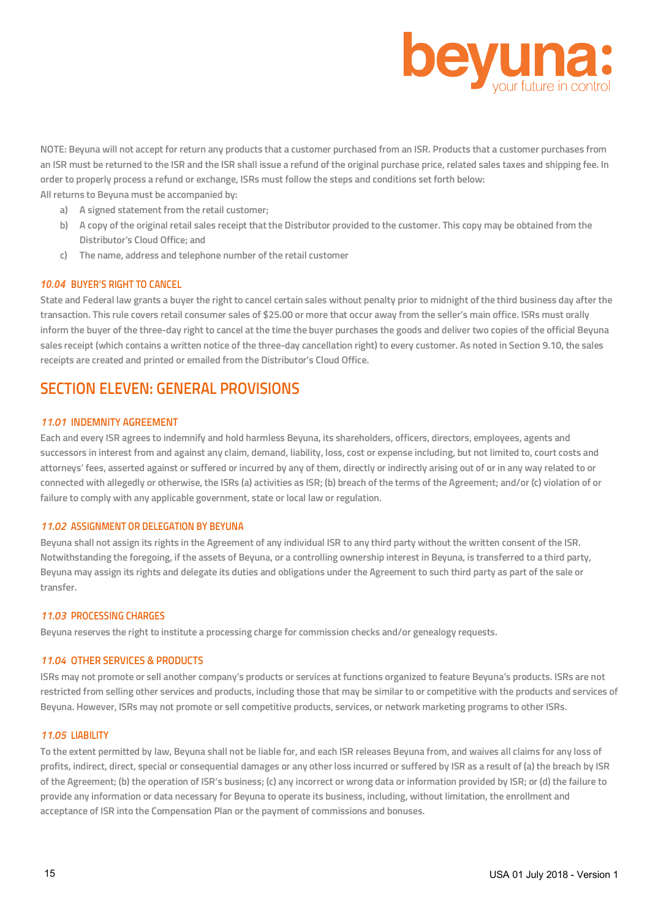NOTE: Beyuna will not accept for return any products that a customer purchased from an ISR. Products that a customer purchases from an ISR must be returned to the ISR and the ISR shall issue a refund of the original purchase price, related sales taxes and shipping fee. In order to properly process a refund or exchange, ISRs must follow the steps and conditions set forth below:

All returns to Beyuna must be accompanied by:

a) A signed statement from the retail customer;
b) A copy of the original retail sales receipt that the Distributor provided to the customer. This copy may be obtained from the Distributor's Cloud Office; and
c) The name, address and telephone number of the retail customer

### *10.04* BUYER'S RIGHT TO CANCEL

State and Federal law grants a buyer the right to cancel certain sales without penalty prior to midnight of the third business day after the transaction. This rule covers retail consumer sales of $25.00 or more that occur away from the seller's main office. ISRs must orally inform the buyer of the three-day right to cancel at the time the buyer purchases the goods and deliver two copies of the official Beyuna sales receipt (which contains a written notice of the three-day cancellation right) to every customer. As noted in Section 9.10, the sales receipts are created and printed or emailed from the Distributor's Cloud Office.

## SECTION ELEVEN: GENERAL PROVISIONS

### *11.01* INDEMNITY AGREEMENT

Each and every ISR agrees to indemnify and hold harmless Beyuna, its shareholders, officers, directors, employees, agents and successors in interest from and against any claim, demand, liability, loss, cost or expense including, but not limited to, court costs and attorneys' fees, asserted against or suffered or incurred by any of them, directly or indirectly arising out of or in any way related to or connected with allegedly or otherwise, the ISRs (a) activities as ISR; (b) breach of the terms of the Agreement; and/or (c) violation of or failure to comply with any applicable government, state or local law or regulation.

### *11.02* ASSIGNMENT OR DELEGATION BY BEYUNA

Beyuna shall not assign its rights in the Agreement of any individual ISR to any third party without the written consent of the ISR. Notwithstanding the foregoing, if the assets of Beyuna, or a controlling ownership interest in Beyuna, is transferred to a third party, Beyuna may assign its rights and delegate its duties and obligations under the Agreement to such third party as part of the sale or transfer.

### *11.03* PROCESSING CHARGES

Beyuna reserves the right to institute a processing charge for commission checks and/or genealogy requests.

### *11.04* OTHER SERVICES & PRODUCTS

ISRs may not promote or sell another company's products or services at functions organized to feature Beyuna's products. ISRs are not restricted from selling other services and products, including those that may be similar to or competitive with the products and services of Beyuna. However, ISRs may not promote or sell competitive products, services, or network marketing programs to other ISRs.

### *11.05* LIABILITY

To the extent permitted by law, Beyuna shall not be liable for, and each ISR releases Beyuna from, and waives all claims for any loss of profits, indirect, direct, special or consequential damages or any other loss incurred or suffered by ISR as a result of (a) the breach by ISR of the Agreement; (b) the operation of ISR's business; (c) any incorrect or wrong data or information provided by ISR; or (d) the failure to provide any information or data necessary for Beyuna to operate its business, including, without limitation, the enrollment and acceptance of ISR into the Compensation Plan or the payment of commissions and bonuses.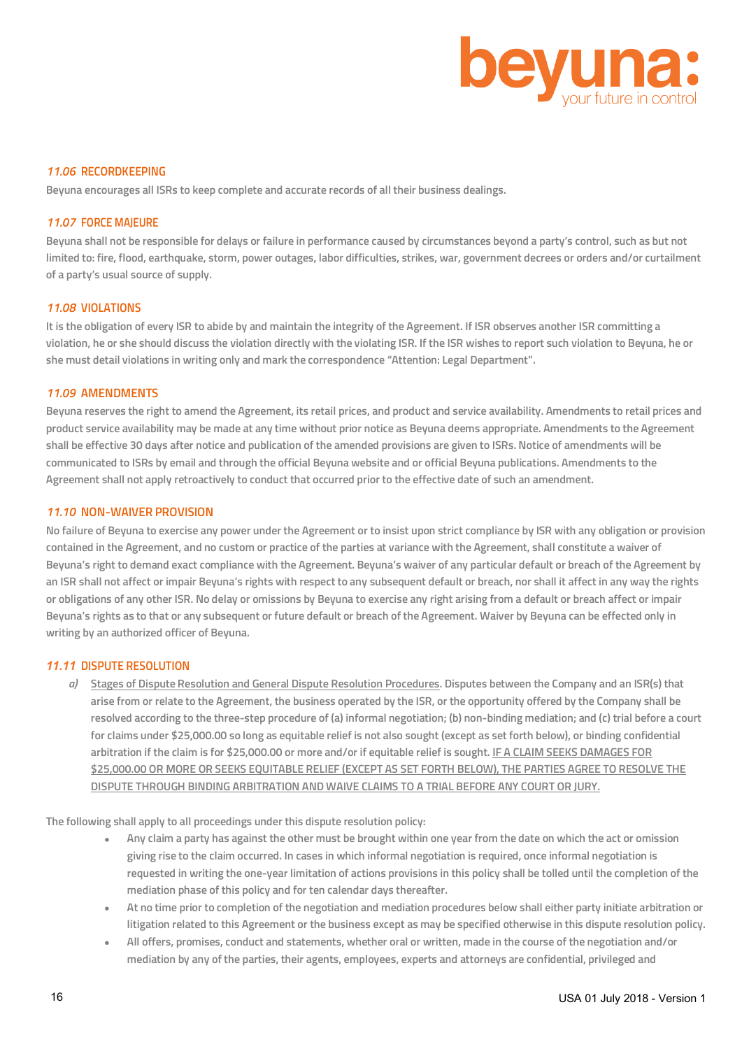### *11.06* RECORDKEEPING

Beyuna encourages all ISRs to keep complete and accurate records of all their business dealings.

### *11.07* FORCE MAJEURE

Beyuna shall not be responsible for delays or failure in performance caused by circumstances beyond a party's control, such as but not limited to: fire, flood, earthquake, storm, power outages, labor difficulties, strikes, war, government decrees or orders and/or curtailment of a party's usual source of supply.

### *11.08* VIOLATIONS

It is the obligation of every ISR to abide by and maintain the integrity of the Agreement. If ISR observes another ISR committing a violation, he or she should discuss the violation directly with the violating ISR. If the ISR wishes to report such violation to Beyuna, he or she must detail violations in writing only and mark the correspondence "Attention: Legal Department".

### *11.09* AMENDMENTS

Beyuna reserves the right to amend the Agreement, its retail prices, and product and service availability. Amendments to retail prices and product service availability may be made at any time without prior notice as Beyuna deems appropriate. Amendments to the Agreement shall be effective 30 days after notice and publication of the amended provisions are given to ISRs. Notice of amendments will be communicated to ISRs by email and through the official Beyuna website and or official Beyuna publications. Amendments to the Agreement shall not apply retroactively to conduct that occurred prior to the effective date of such an amendment.

### *11.10* NON-WAIVER PROVISION

No failure of Beyuna to exercise any power under the Agreement or to insist upon strict compliance by ISR with any obligation or provision contained in the Agreement, and no custom or practice of the parties at variance with the Agreement, shall constitute a waiver of Beyuna's right to demand exact compliance with the Agreement. Beyuna's waiver of any particular default or breach of the Agreement by an ISR shall not affect or impair Beyuna's rights with respect to any subsequent default or breach, nor shall it affect in any way the rights or obligations of any other ISR. No delay or omissions by Beyuna to exercise any right arising from a default or breach affect or impair Beyuna's rights as to that or any subsequent or future default or breach of the Agreement. Waiver by Beyuna can be effected only in writing by an authorized officer of Beyuna.

### *11.11* DISPUTE RESOLUTION

*a)* Stages of Dispute Resolution and General Dispute Resolution Procedures. Disputes between the Company and an ISR(s) that arise from or relate to the Agreement, the business operated by the ISR, or the opportunity offered by the Company shall be resolved according to the three-step procedure of (a) informal negotiation; (b) non-binding mediation; and (c) trial before a court for claims under $25,000.00 so long as equitable relief is not also sought (except as set forth below), or binding confidential arbitration if the claim is for $25,000.00 or more and/or if equitable relief is sought. IF A CLAIM SEEKS DAMAGES FOR $25,000.00 OR MORE OR SEEKS EQUITABLE RELIEF (EXCEPT AS SET FORTH BELOW), THE PARTIES AGREE TO RESOLVE THE DISPUTE THROUGH BINDING ARBITRATION AND WAIVE CLAIMS TO A TRIAL BEFORE ANY COURT OR JURY.

The following shall apply to all proceedings under this dispute resolution policy:

- Any claim a party has against the other must be brought within one year from the date on which the act or omission giving rise to the claim occurred. In cases in which informal negotiation is required, once informal negotiation is requested in writing the one-year limitation of actions provisions in this policy shall be tolled until the completion of the mediation phase of this policy and for ten calendar days thereafter.
- At no time prior to completion of the negotiation and mediation procedures below shall either party initiate arbitration or litigation related to this Agreement or the business except as may be specified otherwise in this dispute resolution policy.
- All offers, promises, conduct and statements, whether oral or written, made in the course of the negotiation and/or mediation by any of the parties, their agents, employees, experts and attorneys are confidential, privileged and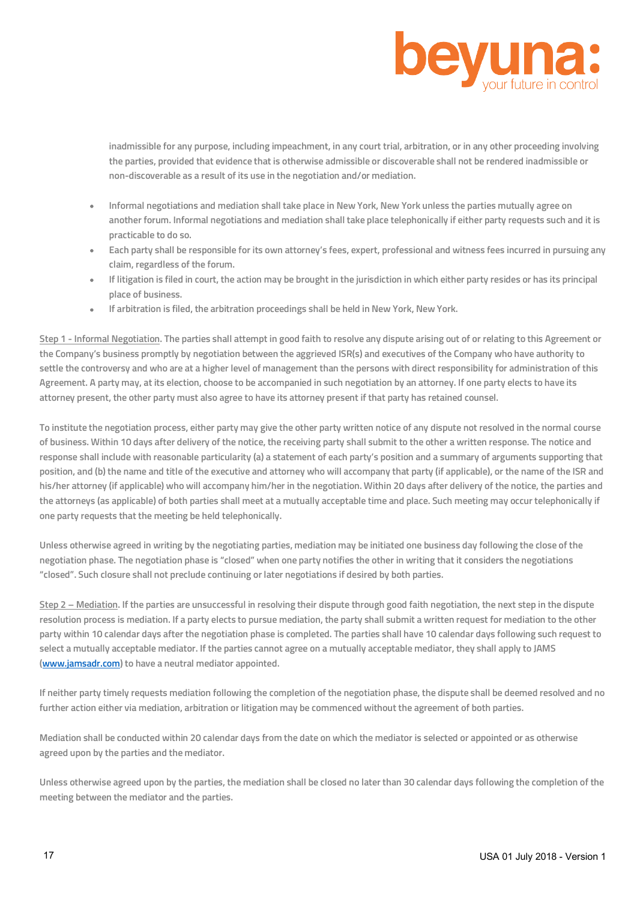inadmissible for any purpose, including impeachment, in any court trial, arbitration, or in any other proceeding involving the parties, provided that evidence that is otherwise admissible or discoverable shall not be rendered inadmissible or non-discoverable as a result of its use in the negotiation and/or mediation.

- Informal negotiations and mediation shall take place in New York, New York unless the parties mutually agree on another forum. Informal negotiations and mediation shall take place telephonically if either party requests such and it is practicable to do so.
- Each party shall be responsible for its own attorney's fees, expert, professional and witness fees incurred in pursuing any claim, regardless of the forum.
- If litigation is filed in court, the action may be brought in the jurisdiction in which either party resides or has its principal place of business.
- If arbitration is filed, the arbitration proceedings shall be held in New York, New York.

Step 1 - Informal Negotiation. The parties shall attempt in good faith to resolve any dispute arising out of or relating to this Agreement or the Company's business promptly by negotiation between the aggrieved ISR(s) and executives of the Company who have authority to settle the controversy and who are at a higher level of management than the persons with direct responsibility for administration of this Agreement. A party may, at its election, choose to be accompanied in such negotiation by an attorney. If one party elects to have its attorney present, the other party must also agree to have its attorney present if that party has retained counsel.

To institute the negotiation process, either party may give the other party written notice of any dispute not resolved in the normal course of business. Within 10 days after delivery of the notice, the receiving party shall submit to the other a written response. The notice and response shall include with reasonable particularity (a) a statement of each party's position and a summary of arguments supporting that position, and (b) the name and title of the executive and attorney who will accompany that party (if applicable), or the name of the ISR and his/her attorney (if applicable) who will accompany him/her in the negotiation. Within 20 days after delivery of the notice, the parties and the attorneys (as applicable) of both parties shall meet at a mutually acceptable time and place. Such meeting may occur telephonically if one party requests that the meeting be held telephonically.

Unless otherwise agreed in writing by the negotiating parties, mediation may be initiated one business day following the close of the negotiation phase. The negotiation phase is "closed" when one party notifies the other in writing that it considers the negotiations "closed". Such closure shall not preclude continuing or later negotiations if desired by both parties.

Step 2 – Mediation. If the parties are unsuccessful in resolving their dispute through good faith negotiation, the next step in the dispute resolution process is mediation. If a party elects to pursue mediation, the party shall submit a written request for mediation to the other party within 10 calendar days after the negotiation phase is completed. The parties shall have 10 calendar days following such request to select a mutually acceptable mediator. If the parties cannot agree on a mutually acceptable mediator, they shall apply to JAMS (www.jamsadr.com) to have a neutral mediator appointed.

If neither party timely requests mediation following the completion of the negotiation phase, the dispute shall be deemed resolved and no further action either via mediation, arbitration or litigation may be commenced without the agreement of both parties.

Mediation shall be conducted within 20 calendar days from the date on which the mediator is selected or appointed or as otherwise agreed upon by the parties and the mediator.

Unless otherwise agreed upon by the parties, the mediation shall be closed no later than 30 calendar days following the completion of the meeting between the mediator and the parties.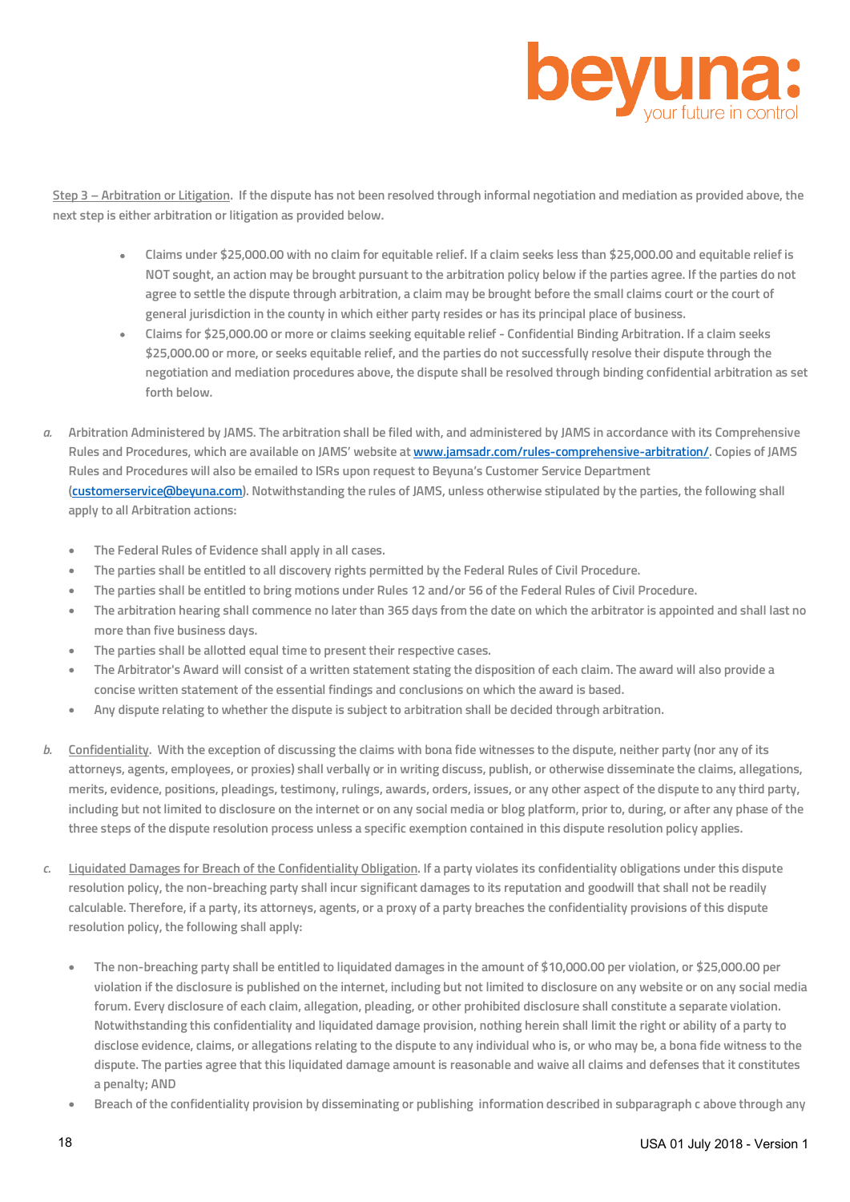Step 3 – Arbitration or Litigation. If the dispute has not been resolved through informal negotiation and mediation as provided above, the next step is either arbitration or litigation as provided below.

- Claims under $25,000.00 with no claim for equitable relief. If a claim seeks less than $25,000.00 and equitable relief is NOT sought, an action may be brought pursuant to the arbitration policy below if the parties agree. If the parties do not agree to settle the dispute through arbitration, a claim may be brought before the small claims court or the court of general jurisdiction in the county in which either party resides or has its principal place of business.
- Claims for $25,000.00 or more or claims seeking equitable relief - Confidential Binding Arbitration. If a claim seeks $25,000.00 or more, or seeks equitable relief, and the parties do not successfully resolve their dispute through the negotiation and mediation procedures above, the dispute shall be resolved through binding confidential arbitration as set forth below.

*a.* Arbitration Administered by JAMS. The arbitration shall be filed with, and administered by JAMS in accordance with its Comprehensive Rules and Procedures, which are available on JAMS' website at www.jamsadr.com/rules-comprehensive-arbitration/. Copies of JAMS Rules and Procedures will also be emailed to ISRs upon request to Beyuna's Customer Service Department (customerservice@beyuna.com). Notwithstanding the rules of JAMS, unless otherwise stipulated by the parties, the following shall apply to all Arbitration actions:

- The Federal Rules of Evidence shall apply in all cases.
- The parties shall be entitled to all discovery rights permitted by the Federal Rules of Civil Procedure.
- The parties shall be entitled to bring motions under Rules 12 and/or 56 of the Federal Rules of Civil Procedure.
- The arbitration hearing shall commence no later than 365 days from the date on which the arbitrator is appointed and shall last no more than five business days.
- The parties shall be allotted equal time to present their respective cases.
- The Arbitrator's Award will consist of a written statement stating the disposition of each claim. The award will also provide a concise written statement of the essential findings and conclusions on which the award is based.
- Any dispute relating to whether the dispute is subject to arbitration shall be decided through arbitration.

*b.* Confidentiality. With the exception of discussing the claims with bona fide witnesses to the dispute, neither party (nor any of its attorneys, agents, employees, or proxies) shall verbally or in writing discuss, publish, or otherwise disseminate the claims, allegations, merits, evidence, positions, pleadings, testimony, rulings, awards, orders, issues, or any other aspect of the dispute to any third party, including but not limited to disclosure on the internet or on any social media or blog platform, prior to, during, or after any phase of the three steps of the dispute resolution process unless a specific exemption contained in this dispute resolution policy applies.

*c.* Liquidated Damages for Breach of the Confidentiality Obligation. If a party violates its confidentiality obligations under this dispute resolution policy, the non-breaching party shall incur significant damages to its reputation and goodwill that shall not be readily calculable. Therefore, if a party, its attorneys, agents, or a proxy of a party breaches the confidentiality provisions of this dispute resolution policy, the following shall apply:

- The non-breaching party shall be entitled to liquidated damages in the amount of $10,000.00 per violation, or $25,000.00 per violation if the disclosure is published on the internet, including but not limited to disclosure on any website or on any social media forum. Every disclosure of each claim, allegation, pleading, or other prohibited disclosure shall constitute a separate violation. Notwithstanding this confidentiality and liquidated damage provision, nothing herein shall limit the right or ability of a party to disclose evidence, claims, or allegations relating to the dispute to any individual who is, or who may be, a bona fide witness to the dispute. The parties agree that this liquidated damage amount is reasonable and waive all claims and defenses that it constitutes a penalty; AND
- Breach of the confidentiality provision by disseminating or publishing information described in subparagraph c above through any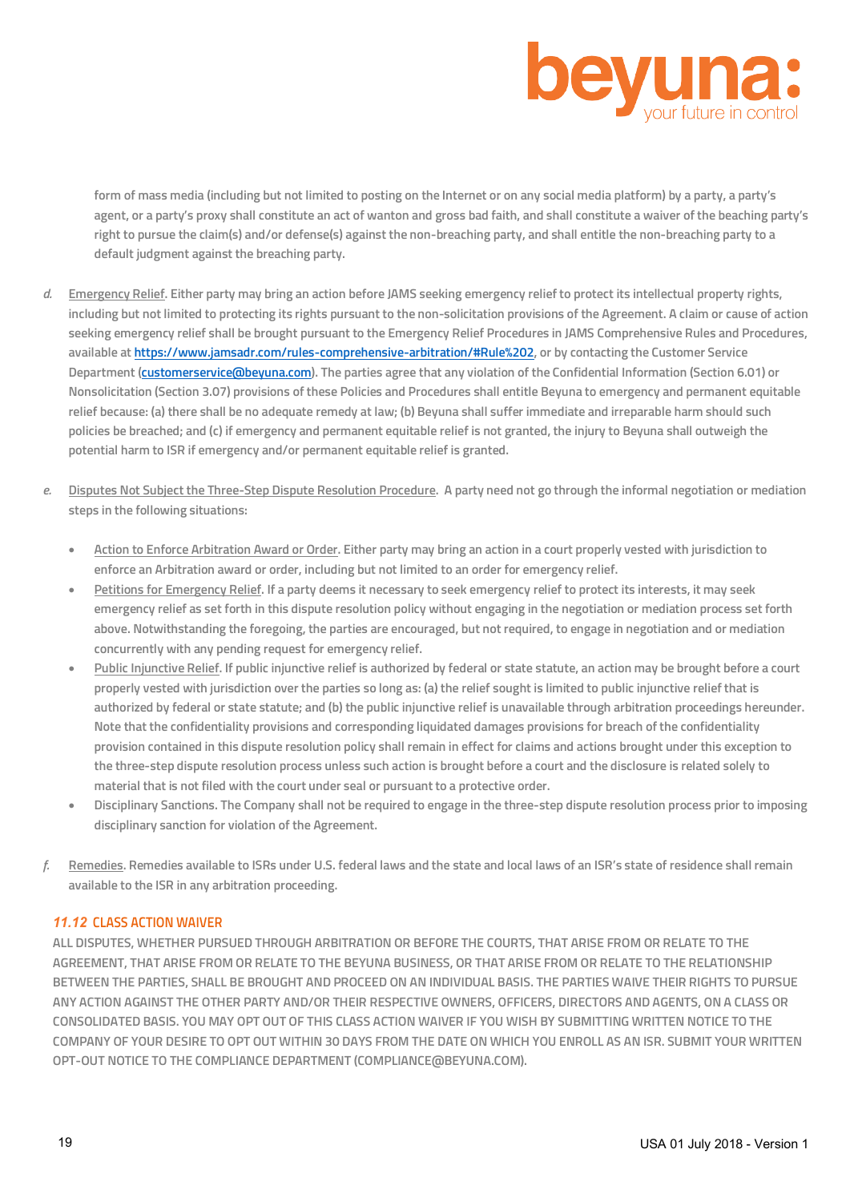form of mass media (including but not limited to posting on the Internet or on any social media platform) by a party, a party's agent, or a party's proxy shall constitute an act of wanton and gross bad faith, and shall constitute a waiver of the beaching party's right to pursue the claim(s) and/or defense(s) against the non-breaching party, and shall entitle the non-breaching party to a default judgment against the breaching party.

*d.* Emergency Relief. Either party may bring an action before JAMS seeking emergency relief to protect its intellectual property rights, including but not limited to protecting its rights pursuant to the non-solicitation provisions of the Agreement. A claim or cause of action seeking emergency relief shall be brought pursuant to the Emergency Relief Procedures in JAMS Comprehensive Rules and Procedures, available at [https://www.jamsadr.com/rules-comprehensive-arbitration/#Rule%202](https://www.jamsadr.com/rules-comprehensive-arbitration/#Rule%202), or by contacting the Customer Service Department (customerservice@beyuna.com). The parties agree that any violation of the Confidential Information (Section 6.01) or Nonsolicitation (Section 3.07) provisions of these Policies and Procedures shall entitle Beyuna to emergency and permanent equitable relief because: (a) there shall be no adequate remedy at law; (b) Beyuna shall suffer immediate and irreparable harm should such policies be breached; and (c) if emergency and permanent equitable relief is not granted, the injury to Beyuna shall outweigh the potential harm to ISR if emergency and/or permanent equitable relief is granted.

*e.* Disputes Not Subject the Three-Step Dispute Resolution Procedure. A party need not go through the informal negotiation or mediation steps in the following situations:

- Action to Enforce Arbitration Award or Order. Either party may bring an action in a court properly vested with jurisdiction to enforce an Arbitration award or order, including but not limited to an order for emergency relief.
- Petitions for Emergency Relief. If a party deems it necessary to seek emergency relief to protect its interests, it may seek emergency relief as set forth in this dispute resolution policy without engaging in the negotiation or mediation process set forth above. Notwithstanding the foregoing, the parties are encouraged, but not required, to engage in negotiation and or mediation concurrently with any pending request for emergency relief.
- Public Injunctive Relief. If public injunctive relief is authorized by federal or state statute, an action may be brought before a court properly vested with jurisdiction over the parties so long as: (a) the relief sought is limited to public injunctive relief that is authorized by federal or state statute; and (b) the public injunctive relief is unavailable through arbitration proceedings hereunder. Note that the confidentiality provisions and corresponding liquidated damages provisions for breach of the confidentiality provision contained in this dispute resolution policy shall remain in effect for claims and actions brought under this exception to the three-step dispute resolution process unless such action is brought before a court and the disclosure is related solely to material that is not filed with the court under seal or pursuant to a protective order.
- Disciplinary Sanctions. The Company shall not be required to engage in the three-step dispute resolution process prior to imposing disciplinary sanction for violation of the Agreement.

*f.* Remedies. Remedies available to ISRs under U.S. federal laws and the state and local laws of an ISR's state of residence shall remain available to the ISR in any arbitration proceeding.

### *11.12* CLASS ACTION WAIVER

ALL DISPUTES, WHETHER PURSUED THROUGH ARBITRATION OR BEFORE THE COURTS, THAT ARISE FROM OR RELATE TO THE AGREEMENT, THAT ARISE FROM OR RELATE TO THE BEYUNA BUSINESS, OR THAT ARISE FROM OR RELATE TO THE RELATIONSHIP BETWEEN THE PARTIES, SHALL BE BROUGHT AND PROCEED ON AN INDIVIDUAL BASIS. THE PARTIES WAIVE THEIR RIGHTS TO PURSUE ANY ACTION AGAINST THE OTHER PARTY AND/OR THEIR RESPECTIVE OWNERS, OFFICERS, DIRECTORS AND AGENTS, ON A CLASS OR CONSOLIDATED BASIS. YOU MAY OPT OUT OF THIS CLASS ACTION WAIVER IF YOU WISH BY SUBMITTING WRITTEN NOTICE TO THE COMPANY OF YOUR DESIRE TO OPT OUT WITHIN 30 DAYS FROM THE DATE ON WHICH YOU ENROLL AS AN ISR. SUBMIT YOUR WRITTEN OPT-OUT NOTICE TO THE COMPLIANCE DEPARTMENT (COMPLIANCE@BEYUNA.COM).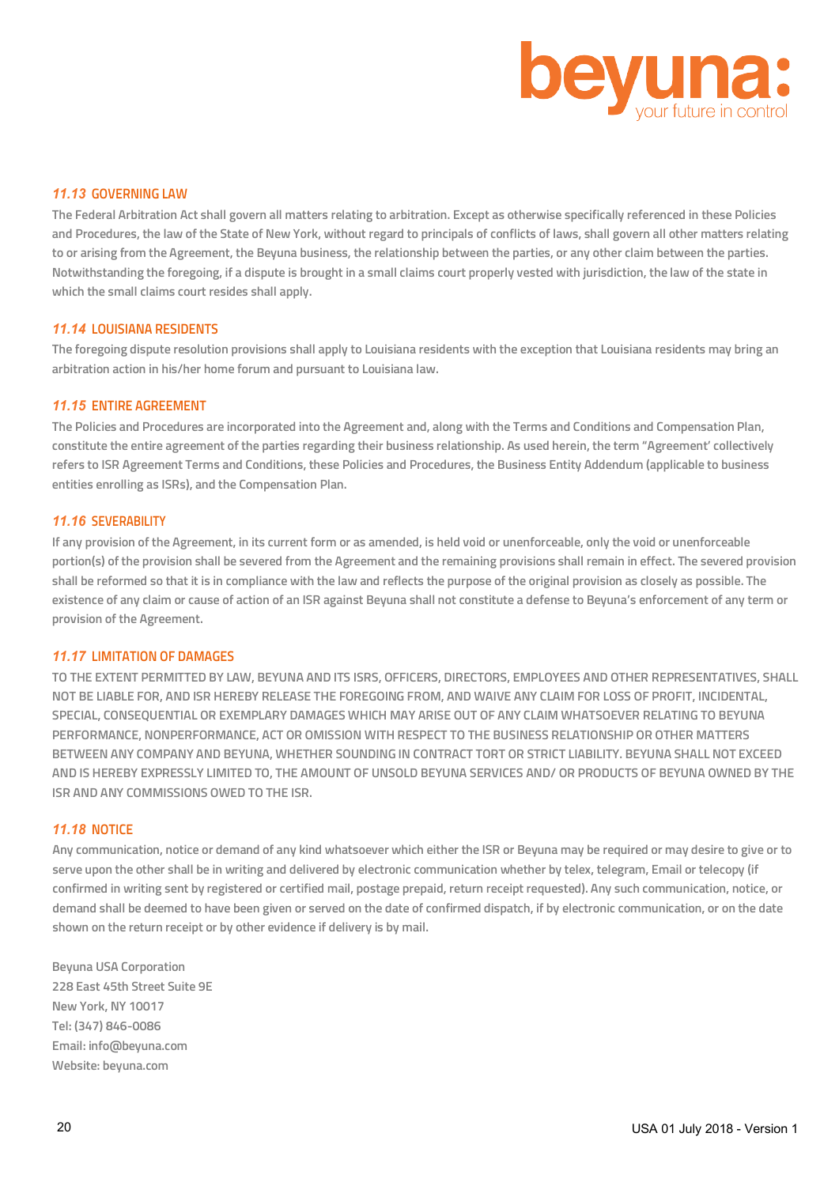### *11.13* GOVERNING LAW

The Federal Arbitration Act shall govern all matters relating to arbitration. Except as otherwise specifically referenced in these Policies and Procedures, the law of the State of New York, without regard to principals of conflicts of laws, shall govern all other matters relating to or arising from the Agreement, the Beyuna business, the relationship between the parties, or any other claim between the parties. Notwithstanding the foregoing, if a dispute is brought in a small claims court properly vested with jurisdiction, the law of the state in which the small claims court resides shall apply.

### *11.14* LOUISIANA RESIDENTS

The foregoing dispute resolution provisions shall apply to Louisiana residents with the exception that Louisiana residents may bring an arbitration action in his/her home forum and pursuant to Louisiana law.

### *11.15* ENTIRE AGREEMENT

The Policies and Procedures are incorporated into the Agreement and, along with the Terms and Conditions and Compensation Plan, constitute the entire agreement of the parties regarding their business relationship. As used herein, the term "Agreement' collectively refers to ISR Agreement Terms and Conditions, these Policies and Procedures, the Business Entity Addendum (applicable to business entities enrolling as ISRs), and the Compensation Plan.

### *11.16* SEVERABILITY

If any provision of the Agreement, in its current form or as amended, is held void or unenforceable, only the void or unenforceable portion(s) of the provision shall be severed from the Agreement and the remaining provisions shall remain in effect. The severed provision shall be reformed so that it is in compliance with the law and reflects the purpose of the original provision as closely as possible. The existence of any claim or cause of action of an ISR against Beyuna shall not constitute a defense to Beyuna's enforcement of any term or provision of the Agreement.

### *11.17* LIMITATION OF DAMAGES

TO THE EXTENT PERMITTED BY LAW, BEYUNA AND ITS ISRS, OFFICERS, DIRECTORS, EMPLOYEES AND OTHER REPRESENTATIVES, SHALL NOT BE LIABLE FOR, AND ISR HEREBY RELEASE THE FOREGOING FROM, AND WAIVE ANY CLAIM FOR LOSS OF PROFIT, INCIDENTAL, SPECIAL, CONSEQUENTIAL OR EXEMPLARY DAMAGES WHICH MAY ARISE OUT OF ANY CLAIM WHATSOEVER RELATING TO BEYUNA PERFORMANCE, NONPERFORMANCE, ACT OR OMISSION WITH RESPECT TO THE BUSINESS RELATIONSHIP OR OTHER MATTERS BETWEEN ANY COMPANY AND BEYUNA, WHETHER SOUNDING IN CONTRACT TORT OR STRICT LIABILITY. BEYUNA SHALL NOT EXCEED AND IS HEREBY EXPRESSLY LIMITED TO, THE AMOUNT OF UNSOLD BEYUNA SERVICES AND/ OR PRODUCTS OF BEYUNA OWNED BY THE ISR AND ANY COMMISSIONS OWED TO THE ISR.

### *11.18* NOTICE

Any communication, notice or demand of any kind whatsoever which either the ISR or Beyuna may be required or may desire to give or to serve upon the other shall be in writing and delivered by electronic communication whether by telex, telegram, Email or telecopy (if confirmed in writing sent by registered or certified mail, postage prepaid, return receipt requested). Any such communication, notice, or demand shall be deemed to have been given or served on the date of confirmed dispatch, if by electronic communication, or on the date shown on the return receipt or by other evidence if delivery is by mail.

Beyuna USA Corporation
228 East 45th Street Suite 9E
New York, NY 10017
Tel: (347) 846-0086
Email: info@beyuna.com
Website: beyuna.com